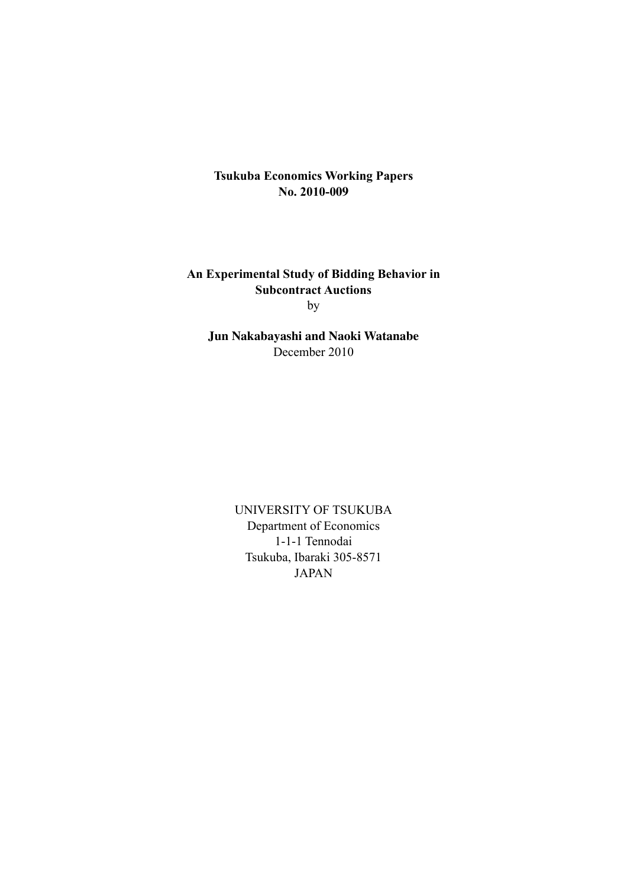**Tsukuba Economics Working Papers**
**No. 2010-009**

# An Experimental Study of Bidding Behavior in Subcontract Auctions

by

**Jun Nakabayashi and Naoki Watanabe**

December 2010

UNIVERSITY OF TSUKUBA
Department of Economics
1-1-1 Tennodai
Tsukuba, Ibaraki 305-8571
JAPAN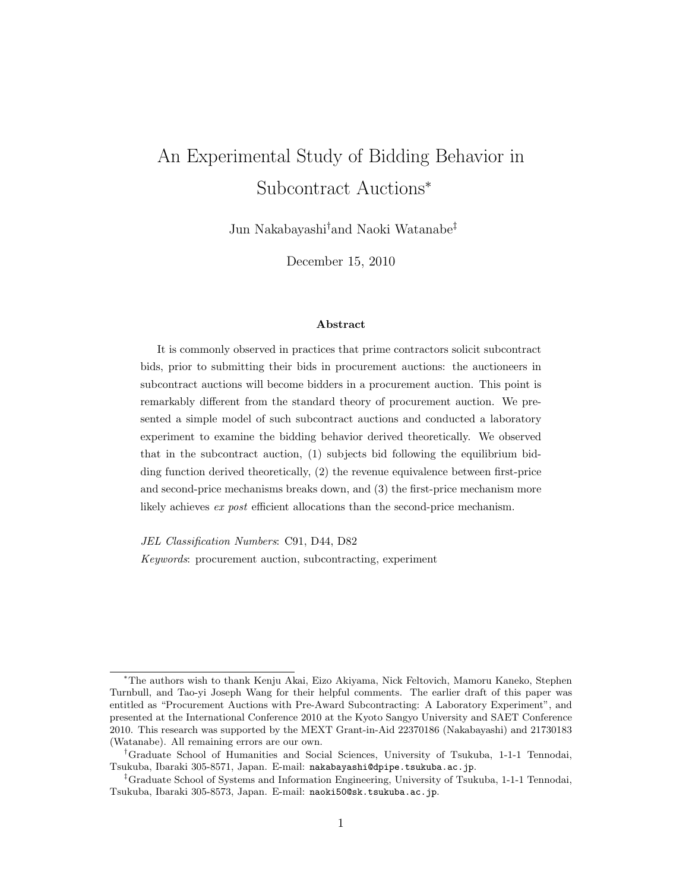# An Experimental Study of Bidding Behavior in Subcontract Auctions*

Jun Nakabayashi[†] and Naoki Watanabe[‡]

December 15, 2010

## Abstract

It is commonly observed in practices that prime contractors solicit subcontract bids, prior to submitting their bids in procurement auctions: the auctioneers in subcontract auctions will become bidders in a procurement auction. This point is remarkably different from the standard theory of procurement auction. We presented a simple model of such subcontract auctions and conducted a laboratory experiment to examine the bidding behavior derived theoretically. We observed that in the subcontract auction, (1) subjects bid following the equilibrium bidding function derived theoretically, (2) the revenue equivalence between first-price and second-price mechanisms breaks down, and (3) the first-price mechanism more likely achieves *ex post* efficient allocations than the second-price mechanism.

*JEL Classification Numbers*: C91, D44, D82

*Keywords*: procurement auction, subcontracting, experiment

---

*The authors wish to thank Kenju Akai, Eizo Akiyama, Nick Feltovich, Mamoru Kaneko, Stephen Turnbull, and Tao-yi Joseph Wang for their helpful comments. The earlier draft of this paper was entitled as "Procurement Auctions with Pre-Award Subcontracting: A Laboratory Experiment", and presented at the International Conference 2010 at the Kyoto Sangyo University and SAET Conference 2010. This research was supported by the MEXT Grant-in-Aid 22370186 (Nakabayashi) and 21730183 (Watanabe). All remaining errors are our own.

[†]Graduate School of Humanities and Social Sciences, University of Tsukuba, 1-1-1 Tennodai, Tsukuba, Ibaraki 305-8571, Japan. E-mail: nakabayashi@dpipe.tsukuba.ac.jp.

[‡]Graduate School of Systems and Information Engineering, University of Tsukuba, 1-1-1 Tennodai, Tsukuba, Ibaraki 305-8573, Japan. E-mail: naoki50@sk.tsukuba.ac.jp.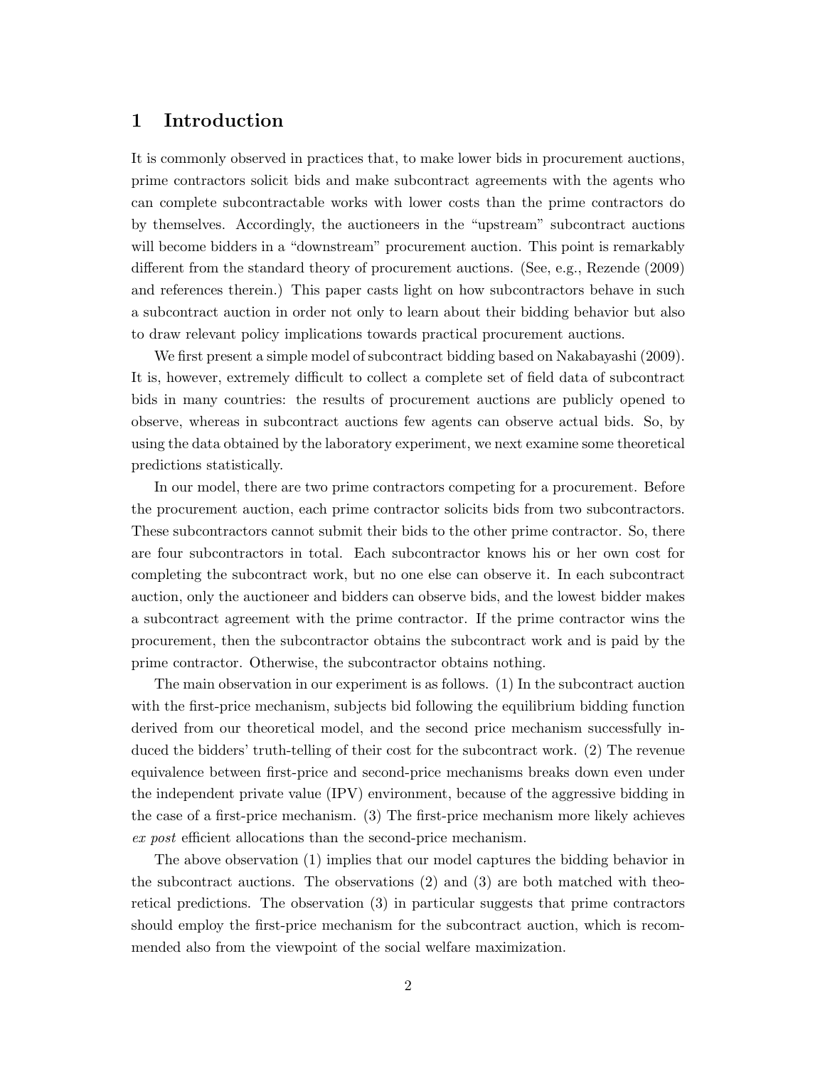# 1 Introduction

It is commonly observed in practices that, to make lower bids in procurement auctions, prime contractors solicit bids and make subcontract agreements with the agents who can complete subcontractable works with lower costs than the prime contractors do by themselves. Accordingly, the auctioneers in the "upstream" subcontract auctions will become bidders in a "downstream" procurement auction. This point is remarkably different from the standard theory of procurement auctions. (See, e.g., Rezende (2009) and references therein.) This paper casts light on how subcontractors behave in such a subcontract auction in order not only to learn about their bidding behavior but also to draw relevant policy implications towards practical procurement auctions.

We first present a simple model of subcontract bidding based on Nakabayashi (2009). It is, however, extremely difficult to collect a complete set of field data of subcontract bids in many countries: the results of procurement auctions are publicly opened to observe, whereas in subcontract auctions few agents can observe actual bids. So, by using the data obtained by the laboratory experiment, we next examine some theoretical predictions statistically.

In our model, there are two prime contractors competing for a procurement. Before the procurement auction, each prime contractor solicits bids from two subcontractors. These subcontractors cannot submit their bids to the other prime contractor. So, there are four subcontractors in total. Each subcontractor knows his or her own cost for completing the subcontract work, but no one else can observe it. In each subcontract auction, only the auctioneer and bidders can observe bids, and the lowest bidder makes a subcontract agreement with the prime contractor. If the prime contractor wins the procurement, then the subcontractor obtains the subcontract work and is paid by the prime contractor. Otherwise, the subcontractor obtains nothing.

The main observation in our experiment is as follows. (1) In the subcontract auction with the first-price mechanism, subjects bid following the equilibrium bidding function derived from our theoretical model, and the second price mechanism successfully induced the bidders' truth-telling of their cost for the subcontract work. (2) The revenue equivalence between first-price and second-price mechanisms breaks down even under the independent private value (IPV) environment, because of the aggressive bidding in the case of a first-price mechanism. (3) The first-price mechanism more likely achieves *ex post* efficient allocations than the second-price mechanism.

The above observation (1) implies that our model captures the bidding behavior in the subcontract auctions. The observations (2) and (3) are both matched with theoretical predictions. The observation (3) in particular suggests that prime contractors should employ the first-price mechanism for the subcontract auction, which is recommended also from the viewpoint of the social welfare maximization.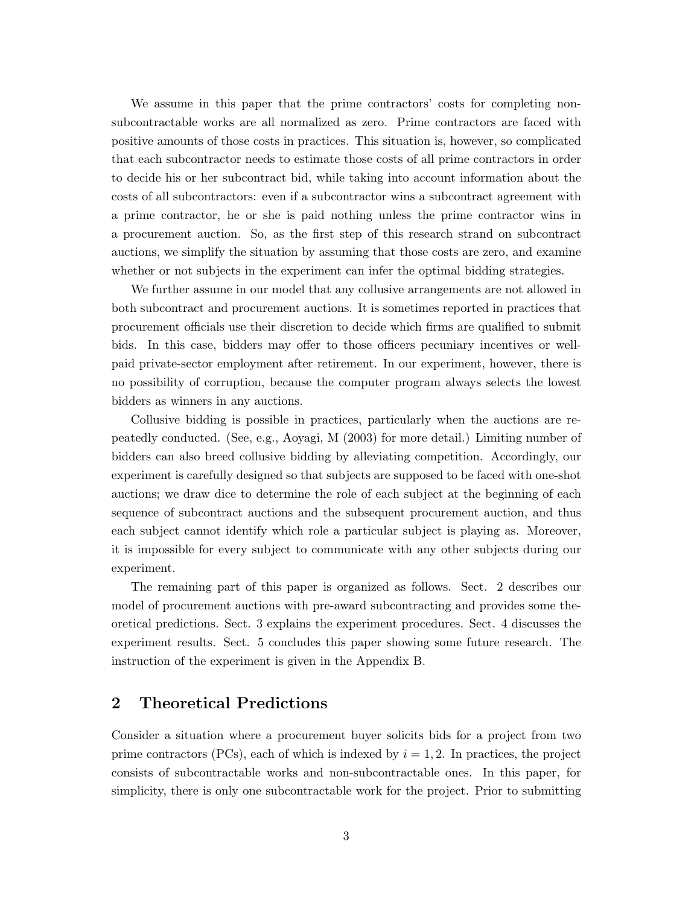We assume in this paper that the prime contractors' costs for completing non-subcontractable works are all normalized as zero. Prime contractors are faced with positive amounts of those costs in practices. This situation is, however, so complicated that each subcontractor needs to estimate those costs of all prime contractors in order to decide his or her subcontract bid, while taking into account information about the costs of all subcontractors: even if a subcontractor wins a subcontract agreement with a prime contractor, he or she is paid nothing unless the prime contractor wins in a procurement auction. So, as the first step of this research strand on subcontract auctions, we simplify the situation by assuming that those costs are zero, and examine whether or not subjects in the experiment can infer the optimal bidding strategies.

We further assume in our model that any collusive arrangements are not allowed in both subcontract and procurement auctions. It is sometimes reported in practices that procurement officials use their discretion to decide which firms are qualified to submit bids. In this case, bidders may offer to those officers pecuniary incentives or well-paid private-sector employment after retirement. In our experiment, however, there is no possibility of corruption, because the computer program always selects the lowest bidders as winners in any auctions.

Collusive bidding is possible in practices, particularly when the auctions are repeatedly conducted. (See, e.g., Aoyagi, M (2003) for more detail.) Limiting number of bidders can also breed collusive bidding by alleviating competition. Accordingly, our experiment is carefully designed so that subjects are supposed to be faced with one-shot auctions; we draw dice to determine the role of each subject at the beginning of each sequence of subcontract auctions and the subsequent procurement auction, and thus each subject cannot identify which role a particular subject is playing as. Moreover, it is impossible for every subject to communicate with any other subjects during our experiment.

The remaining part of this paper is organized as follows. Sect. 2 describes our model of procurement auctions with pre-award subcontracting and provides some theoretical predictions. Sect. 3 explains the experiment procedures. Sect. 4 discusses the experiment results. Sect. 5 concludes this paper showing some future research. The instruction of the experiment is given in the Appendix B.

## 2 Theoretical Predictions

Consider a situation where a procurement buyer solicits bids for a project from two prime contractors (PCs), each of which is indexed by $i = 1, 2$. In practices, the project consists of subcontractable works and non-subcontractable ones. In this paper, for simplicity, there is only one subcontractable work for the project. Prior to submitting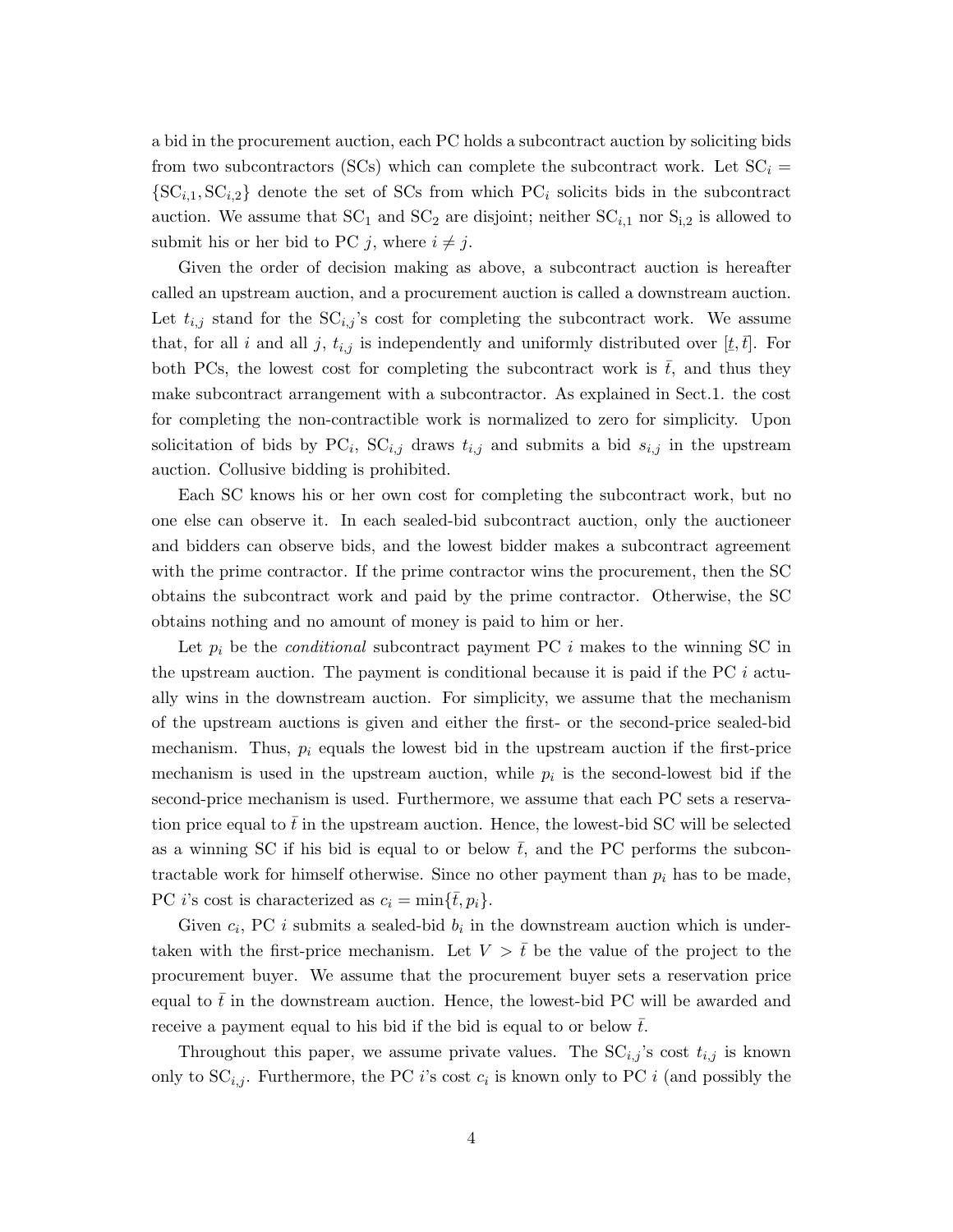a bid in the procurement auction, each PC holds a subcontract auction by soliciting bids from two subcontractors (SCs) which can complete the subcontract work. Let $\text{SC}_i = \{\text{SC}_{i,1}, \text{SC}_{i,2}\}$ denote the set of SCs from which $\text{PC}_i$ solicits bids in the subcontract auction. We assume that $\text{SC}_1$ and $\text{SC}_2$ are disjoint; neither $\text{SC}_{i,1}$ nor $\text{S}_{\text{i},2}$ is allowed to submit his or her bid to PC $j$, where $i \neq j$.

Given the order of decision making as above, a subcontract auction is hereafter called an upstream auction, and a procurement auction is called a downstream auction. Let $t_{i,j}$ stand for the $\text{SC}_{i,j}$'s cost for completing the subcontract work. We assume that, for all $i$ and all $j$, $t_{i,j}$ is independently and uniformly distributed over $[\underline{t}, \bar{t}]$. For both PCs, the lowest cost for completing the subcontract work is $\bar{t}$, and thus they make subcontract arrangement with a subcontractor. As explained in Sect.1. the cost for completing the non-contractible work is normalized to zero for simplicity. Upon solicitation of bids by $\text{PC}_i$, $\text{SC}_{i,j}$ draws $t_{i,j}$ and submits a bid $s_{i,j}$ in the upstream auction. Collusive bidding is prohibited.

Each SC knows his or her own cost for completing the subcontract work, but no one else can observe it. In each sealed-bid subcontract auction, only the auctioneer and bidders can observe bids, and the lowest bidder makes a subcontract agreement with the prime contractor. If the prime contractor wins the procurement, then the SC obtains the subcontract work and paid by the prime contractor. Otherwise, the SC obtains nothing and no amount of money is paid to him or her.

Let $p_i$ be the *conditional* subcontract payment PC $i$ makes to the winning SC in the upstream auction. The payment is conditional because it is paid if the PC $i$ actually wins in the downstream auction. For simplicity, we assume that the mechanism of the upstream auctions is given and either the first- or the second-price sealed-bid mechanism. Thus, $p_i$ equals the lowest bid in the upstream auction if the first-price mechanism is used in the upstream auction, while $p_i$ is the second-lowest bid if the second-price mechanism is used. Furthermore, we assume that each PC sets a reservation price equal to $\bar{t}$ in the upstream auction. Hence, the lowest-bid SC will be selected as a winning SC if his bid is equal to or below $\bar{t}$, and the PC performs the subcontractable work for himself otherwise. Since no other payment than $p_i$ has to be made, PC $i$'s cost is characterized as $c_i = \min\{\bar{t}, p_i\}$.

Given $c_i$, PC $i$ submits a sealed-bid $b_i$ in the downstream auction which is undertaken with the first-price mechanism. Let $V > \bar{t}$ be the value of the project to the procurement buyer. We assume that the procurement buyer sets a reservation price equal to $\bar{t}$ in the downstream auction. Hence, the lowest-bid PC will be awarded and receive a payment equal to his bid if the bid is equal to or below $\bar{t}$.

Throughout this paper, we assume private values. The $\text{SC}_{i,j}$'s cost $t_{i,j}$ is known only to $\text{SC}_{i,j}$. Furthermore, the PC $i$'s cost $c_i$ is known only to PC $i$ (and possibly the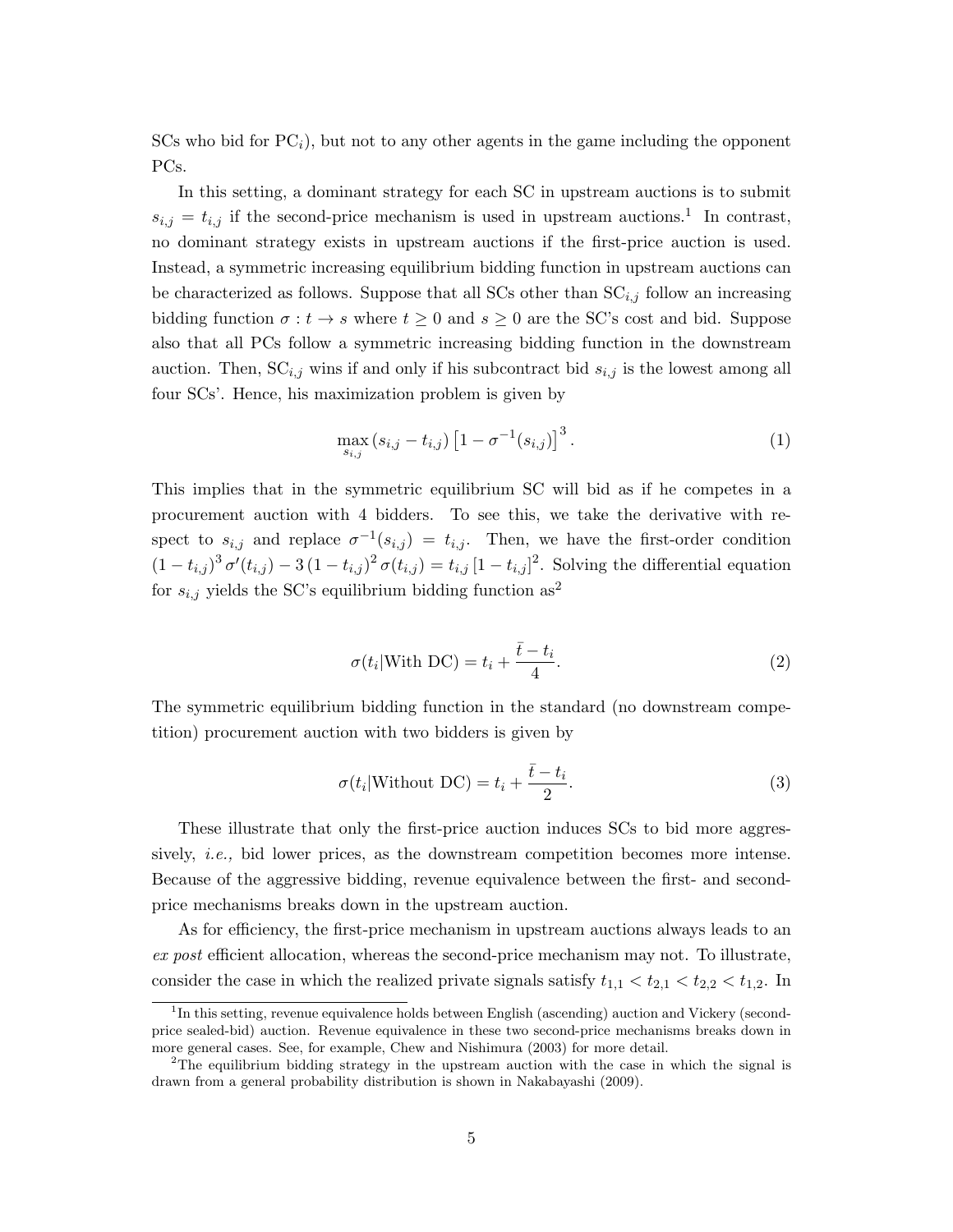SCs who bid for $PC_i$), but not to any other agents in the game including the opponent PCs.

In this setting, a dominant strategy for each SC in upstream auctions is to submit $s_{i,j} = t_{i,j}$ if the second-price mechanism is used in upstream auctions.[1] In contrast, no dominant strategy exists in upstream auctions if the first-price auction is used. Instead, a symmetric increasing equilibrium bidding function in upstream auctions can be characterized as follows. Suppose that all SCs other than $SC_{i,j}$ follow an increasing bidding function $\sigma : t \to s$ where $t \geq 0$ and $s \geq 0$ are the SC's cost and bid. Suppose also that all PCs follow a symmetric increasing bidding function in the downstream auction. Then, $SC_{i,j}$ wins if and only if his subcontract bid $s_{i,j}$ is the lowest among all four SCs'. Hence, his maximization problem is given by

$$\max_{s_{i,j}} (s_{i,j} - t_{i,j}) \left[1 - \sigma^{-1}(s_{i,j})\right]^3. \tag{1}$$

This implies that in the symmetric equilibrium SC will bid as if he competes in a procurement auction with 4 bidders. To see this, we take the derivative with respect to $s_{i,j}$ and replace $\sigma^{-1}(s_{i,j}) = t_{i,j}$. Then, we have the first-order condition $(1 - t_{i,j})^3 \sigma'(t_{i,j}) - 3(1 - t_{i,j})^2 \sigma(t_{i,j}) = t_{i,j} [1 - t_{i,j}]^2$. Solving the differential equation for $s_{i,j}$ yields the SC's equilibrium bidding function as[2]

$$\sigma(t_i | \text{With DC}) = t_i + \frac{\bar{t} - t_i}{4}. \tag{2}$$

The symmetric equilibrium bidding function in the standard (no downstream competition) procurement auction with two bidders is given by

$$\sigma(t_i | \text{Without DC}) = t_i + \frac{\bar{t} - t_i}{2}. \tag{3}$$

These illustrate that only the first-price auction induces SCs to bid more aggressively, *i.e.,* bid lower prices, as the downstream competition becomes more intense. Because of the aggressive bidding, revenue equivalence between the first- and second-price mechanisms breaks down in the upstream auction.

As for efficiency, the first-price mechanism in upstream auctions always leads to an *ex post* efficient allocation, whereas the second-price mechanism may not. To illustrate, consider the case in which the realized private signals satisfy $t_{1,1} < t_{2,1} < t_{2,2} < t_{1,2}$. In

[1] In this setting, revenue equivalence holds between English (ascending) auction and Vickery (second-price sealed-bid) auction. Revenue equivalence in these two second-price mechanisms breaks down in more general cases. See, for example, Chew and Nishimura (2003) for more detail.

[2] The equilibrium bidding strategy in the upstream auction with the case in which the signal is drawn from a general probability distribution is shown in Nakabayashi (2009).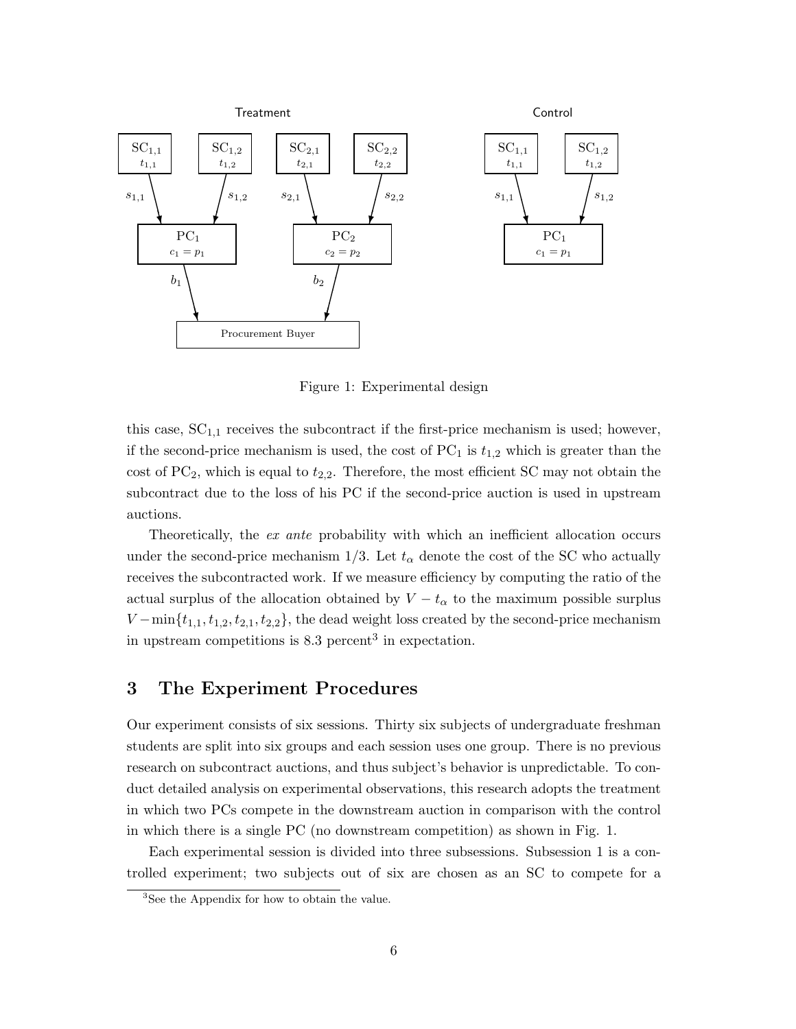Treatment

Control

Figure 1: Experimental design

this case, $SC_{1,1}$ receives the subcontract if the first-price mechanism is used; however, if the second-price mechanism is used, the cost of $PC_1$ is $t_{1,2}$ which is greater than the cost of $PC_2$, which is equal to $t_{2,2}$. Therefore, the most efficient SC may not obtain the subcontract due to the loss of his PC if the second-price auction is used in upstream auctions.

Theoretically, the *ex ante* probability with which an inefficient allocation occurs under the second-price mechanism 1/3. Let $t_\alpha$ denote the cost of the SC who actually receives the subcontracted work. If we measure efficiency by computing the ratio of the actual surplus of the allocation obtained by $V - t_\alpha$ to the maximum possible surplus $V - \min\{t_{1,1}, t_{1,2}, t_{2,1}, t_{2,2}\}$, the dead weight loss created by the second-price mechanism in upstream competitions is 8.3 percent[3] in expectation.

## 3 The Experiment Procedures

Our experiment consists of six sessions. Thirty six subjects of undergraduate freshman students are split into six groups and each session uses one group. There is no previous research on subcontract auctions, and thus subject's behavior is unpredictable. To conduct detailed analysis on experimental observations, this research adopts the treatment in which two PCs compete in the downstream auction in comparison with the control in which there is a single PC (no downstream competition) as shown in Fig. 1.

Each experimental session is divided into three subsessions. Subsession 1 is a controlled experiment; two subjects out of six are chosen as an SC to compete for a

[3] See the Appendix for how to obtain the value.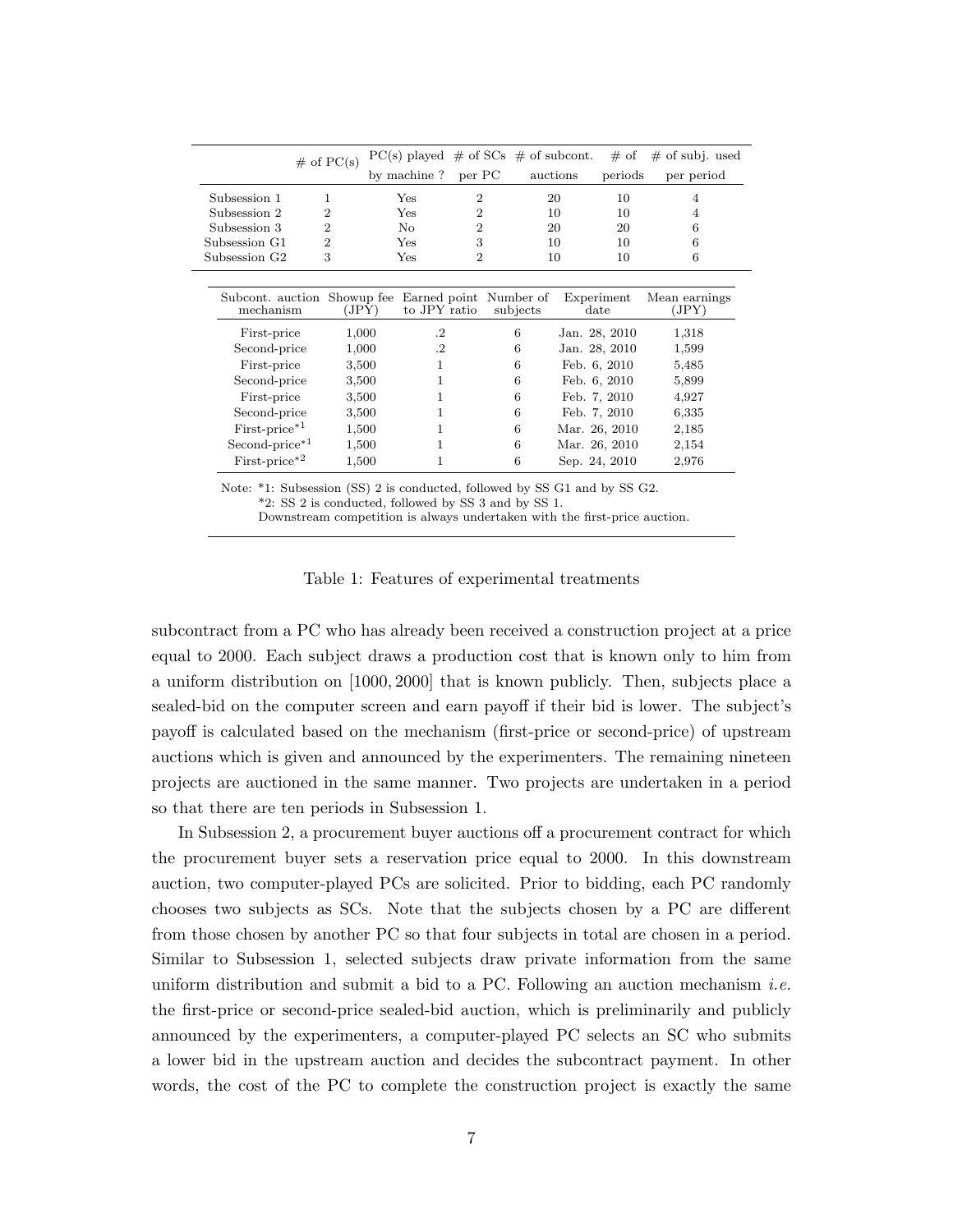| | # of PC(s) | PC(s) played by machine ? | # of SCs per PC | # of subcont. auctions | # of periods | # of subj. used per period |
|---|---|---|---|---|---|---|
| Subsession 1 | 1 | Yes | 2 | 20 | 10 | 4 |
| Subsession 2 | 2 | Yes | 2 | 10 | 10 | 4 |
| Subsession 3 | 2 | No | 2 | 20 | 20 | 6 |
| Subsession G1 | 2 | Yes | 3 | 10 | 10 | 6 |
| Subsession G2 | 3 | Yes | 2 | 10 | 10 | 6 |

| Subcont. auction mechanism | Showup fee (JPY) | Earned point to JPY ratio | Number of subjects | Experiment date | Mean earnings (JPY) |
|---|---|---|---|---|---|
| First-price | 1,000 | .2 | 6 | Jan. 28, 2010 | 1,318 |
| Second-price | 1,000 | .2 | 6 | Jan. 28, 2010 | 1,599 |
| First-price | 3,500 | 1 | 6 | Feb. 6, 2010 | 5,485 |
| Second-price | 3,500 | 1 | 6 | Feb. 6, 2010 | 5,899 |
| First-price | 3,500 | 1 | 6 | Feb. 7, 2010 | 4,927 |
| Second-price | 3,500 | 1 | 6 | Feb. 7, 2010 | 6,335 |
| First-price*1 | 1,500 | 1 | 6 | Mar. 26, 2010 | 2,185 |
| Second-price*1 | 1,500 | 1 | 6 | Mar. 26, 2010 | 2,154 |
| First-price*2 | 1,500 | 1 | 6 | Sep. 24, 2010 | 2,976 |

Note: *1: Subsession (SS) 2 is conducted, followed by SS G1 and by SS G2.
*2: SS 2 is conducted, followed by SS 3 and by SS 1.
Downstream competition is always undertaken with the first-price auction.

Table 1: Features of experimental treatments

subcontract from a PC who has already been received a construction project at a price equal to 2000. Each subject draws a production cost that is known only to him from a uniform distribution on $[1000, 2000]$ that is known publicly. Then, subjects place a sealed-bid on the computer screen and earn payoff if their bid is lower. The subject's payoff is calculated based on the mechanism (first-price or second-price) of upstream auctions which is given and announced by the experimenters. The remaining nineteen projects are auctioned in the same manner. Two projects are undertaken in a period so that there are ten periods in Subsession 1.

In Subsession 2, a procurement buyer auctions off a procurement contract for which the procurement buyer sets a reservation price equal to 2000. In this downstream auction, two computer-played PCs are solicited. Prior to bidding, each PC randomly chooses two subjects as SCs. Note that the subjects chosen by a PC are different from those chosen by another PC so that four subjects in total are chosen in a period. Similar to Subsession 1, selected subjects draw private information from the same uniform distribution and submit a bid to a PC. Following an auction mechanism *i.e.* the first-price or second-price sealed-bid auction, which is preliminarily and publicly announced by the experimenters, a computer-played PC selects an SC who submits a lower bid in the upstream auction and decides the subcontract payment. In other words, the cost of the PC to complete the construction project is exactly the same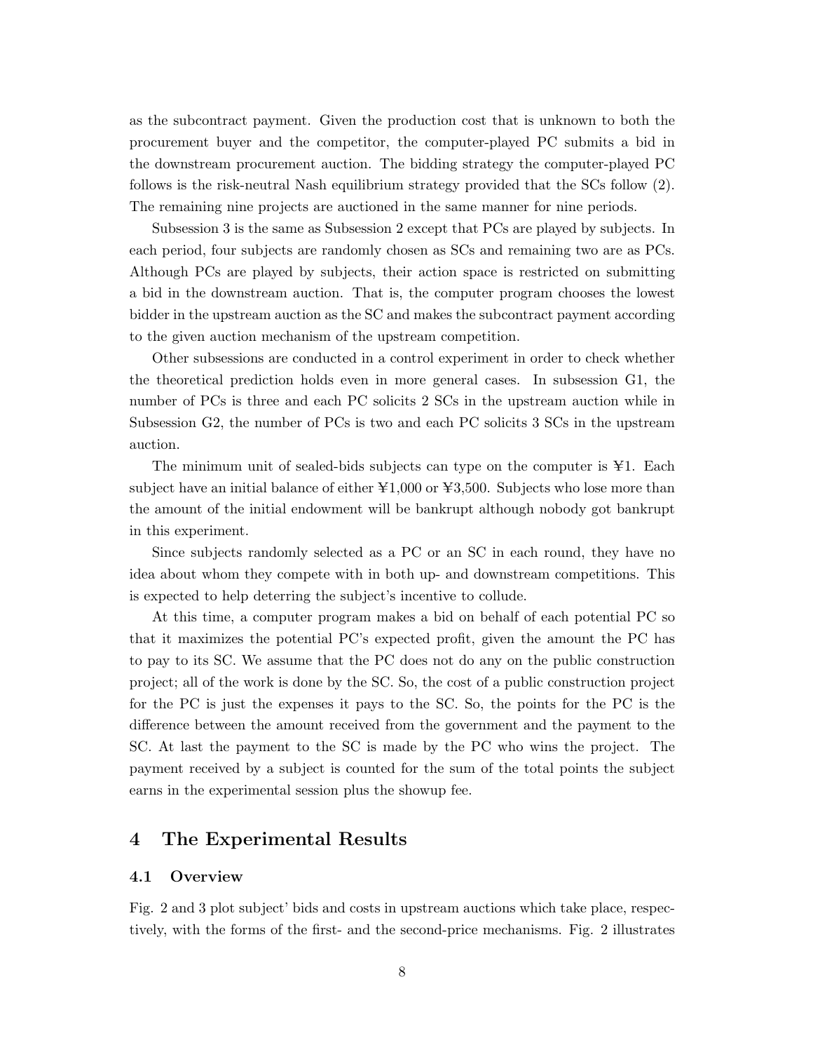as the subcontract payment. Given the production cost that is unknown to both the procurement buyer and the competitor, the computer-played PC submits a bid in the downstream procurement auction. The bidding strategy the computer-played PC follows is the risk-neutral Nash equilibrium strategy provided that the SCs follow (2). The remaining nine projects are auctioned in the same manner for nine periods.

Subsession 3 is the same as Subsession 2 except that PCs are played by subjects. In each period, four subjects are randomly chosen as SCs and remaining two are as PCs. Although PCs are played by subjects, their action space is restricted on submitting a bid in the downstream auction. That is, the computer program chooses the lowest bidder in the upstream auction as the SC and makes the subcontract payment according to the given auction mechanism of the upstream competition.

Other subsessions are conducted in a control experiment in order to check whether the theoretical prediction holds even in more general cases. In subsession G1, the number of PCs is three and each PC solicits 2 SCs in the upstream auction while in Subsession G2, the number of PCs is two and each PC solicits 3 SCs in the upstream auction.

The minimum unit of sealed-bids subjects can type on the computer is ¥1. Each subject have an initial balance of either ¥1,000 or ¥3,500. Subjects who lose more than the amount of the initial endowment will be bankrupt although nobody got bankrupt in this experiment.

Since subjects randomly selected as a PC or an SC in each round, they have no idea about whom they compete with in both up- and downstream competitions. This is expected to help deterring the subject's incentive to collude.

At this time, a computer program makes a bid on behalf of each potential PC so that it maximizes the potential PC's expected profit, given the amount the PC has to pay to its SC. We assume that the PC does not do any on the public construction project; all of the work is done by the SC. So, the cost of a public construction project for the PC is just the expenses it pays to the SC. So, the points for the PC is the difference between the amount received from the government and the payment to the SC. At last the payment to the SC is made by the PC who wins the project. The payment received by a subject is counted for the sum of the total points the subject earns in the experimental session plus the showup fee.

# 4 The Experimental Results

## 4.1 Overview

Fig. 2 and 3 plot subject' bids and costs in upstream auctions which take place, respectively, with the forms of the first- and the second-price mechanisms. Fig. 2 illustrates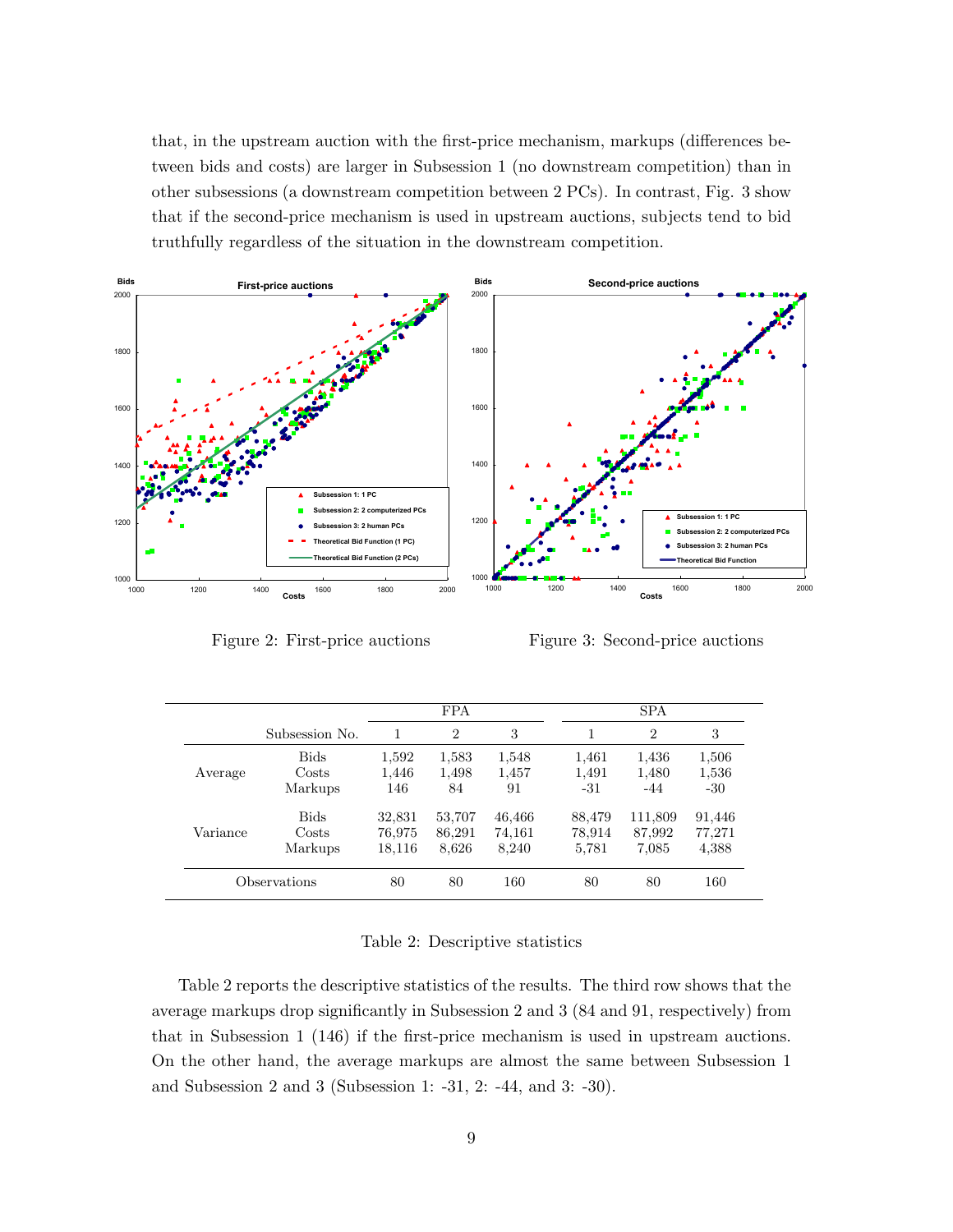that, in the upstream auction with the first-price mechanism, markups (differences between bids and costs) are larger in Subsession 1 (no downstream competition) than in other subsessions (a downstream competition between 2 PCs). In contrast, Fig. 3 show that if the second-price mechanism is used in upstream auctions, subjects tend to bid truthfully regardless of the situation in the downstream competition.

Figure 2: First-price auctions

Figure 3: Second-price auctions

| | Subsession No. | FPA 1 | FPA 2 | FPA 3 | SPA 1 | SPA 2 | SPA 3 |
|---|---|---|---|---|---|---|---|
| Average | Bids | 1,592 | 1,583 | 1,548 | 1,461 | 1,436 | 1,506 |
| | Costs | 1,446 | 1,498 | 1,457 | 1,491 | 1,480 | 1,536 |
| | Markups | 146 | 84 | 91 | -31 | -44 | -30 |
| Variance | Bids | 32,831 | 53,707 | 46,466 | 88,479 | 111,809 | 91,446 |
| | Costs | 76,975 | 86,291 | 74,161 | 78,914 | 87,992 | 77,271 |
| | Markups | 18,116 | 8,626 | 8,240 | 5,781 | 7,085 | 4,388 |
| Observations | | 80 | 80 | 160 | 80 | 80 | 160 |

Table 2: Descriptive statistics

Table 2 reports the descriptive statistics of the results. The third row shows that the average markups drop significantly in Subsession 2 and 3 (84 and 91, respectively) from that in Subsession 1 (146) if the first-price mechanism is used in upstream auctions. On the other hand, the average markups are almost the same between Subsession 1 and Subsession 2 and 3 (Subsession 1: -31, 2: -44, and 3: -30).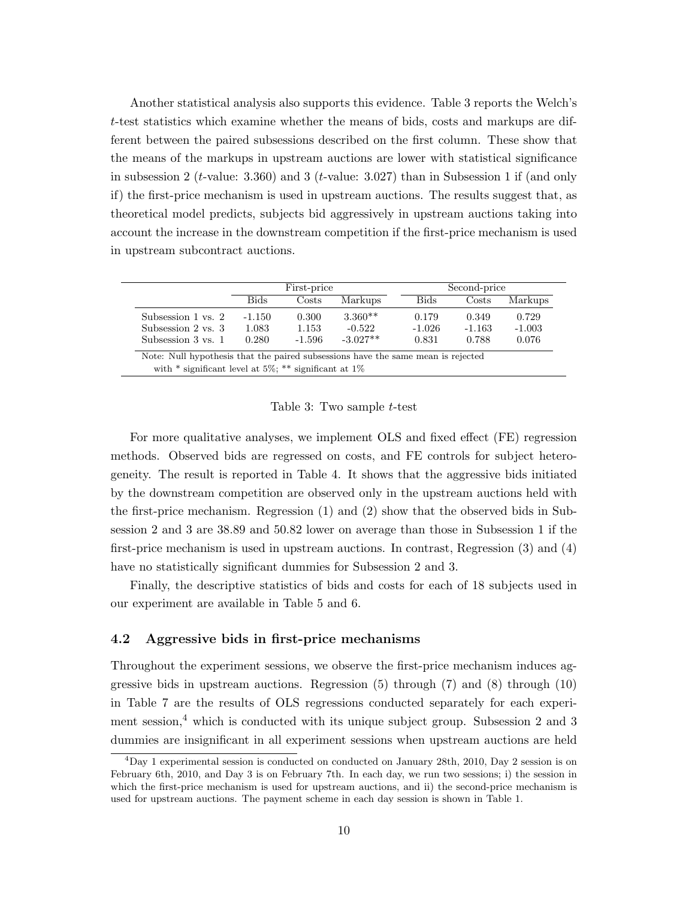Another statistical analysis also supports this evidence. Table 3 reports the Welch's $t$-test statistics which examine whether the means of bids, costs and markups are different between the paired subsessions described on the first column. These show that the means of the markups in upstream auctions are lower with statistical significance in subsession 2 ($t$-value: 3.360) and 3 ($t$-value: 3.027) than in Subsession 1 if (and only if) the first-price mechanism is used in upstream auctions. The results suggest that, as theoretical model predicts, subjects bid aggressively in upstream auctions taking into account the increase in the downstream competition if the first-price mechanism is used in upstream subcontract auctions.

| | First-price | | | Second-price | | |
|---|---|---|---|---|---|---|
| | Bids | Costs | Markups | Bids | Costs | Markups |
| Subsession 1 vs. 2 | -1.150 | 0.300 | 3.360** | 0.179 | 0.349 | 0.729 |
| Subsession 2 vs. 3 | 1.083 | 1.153 | -0.522 | -1.026 | -1.163 | -1.003 |
| Subsession 3 vs. 1 | 0.280 | -1.596 | -3.027** | 0.831 | 0.788 | 0.076 |

Note: Null hypothesis that the paired subsessions have the same mean is rejected with * significant level at 5%; ** significant at 1%

Table 3: Two sample $t$-test

For more qualitative analyses, we implement OLS and fixed effect (FE) regression methods. Observed bids are regressed on costs, and FE controls for subject heterogeneity. The result is reported in Table 4. It shows that the aggressive bids initiated by the downstream competition are observed only in the upstream auctions held with the first-price mechanism. Regression (1) and (2) show that the observed bids in Subsession 2 and 3 are 38.89 and 50.82 lower on average than those in Subsession 1 if the first-price mechanism is used in upstream auctions. In contrast, Regression (3) and (4) have no statistically significant dummies for Subsession 2 and 3.

Finally, the descriptive statistics of bids and costs for each of 18 subjects used in our experiment are available in Table 5 and 6.

## 4.2 Aggressive bids in first-price mechanisms

Throughout the experiment sessions, we observe the first-price mechanism induces aggressive bids in upstream auctions. Regression (5) through (7) and (8) through (10) in Table 7 are the results of OLS regressions conducted separately for each experiment session,[4] which is conducted with its unique subject group. Subsession 2 and 3 dummies are insignificant in all experiment sessions when upstream auctions are held

[4] Day 1 experimental session is conducted on conducted on January 28th, 2010, Day 2 session is on February 6th, 2010, and Day 3 is on February 7th. In each day, we run two sessions; i) the session in which the first-price mechanism is used for upstream auctions, and ii) the second-price mechanism is used for upstream auctions. The payment scheme in each day session is shown in Table 1.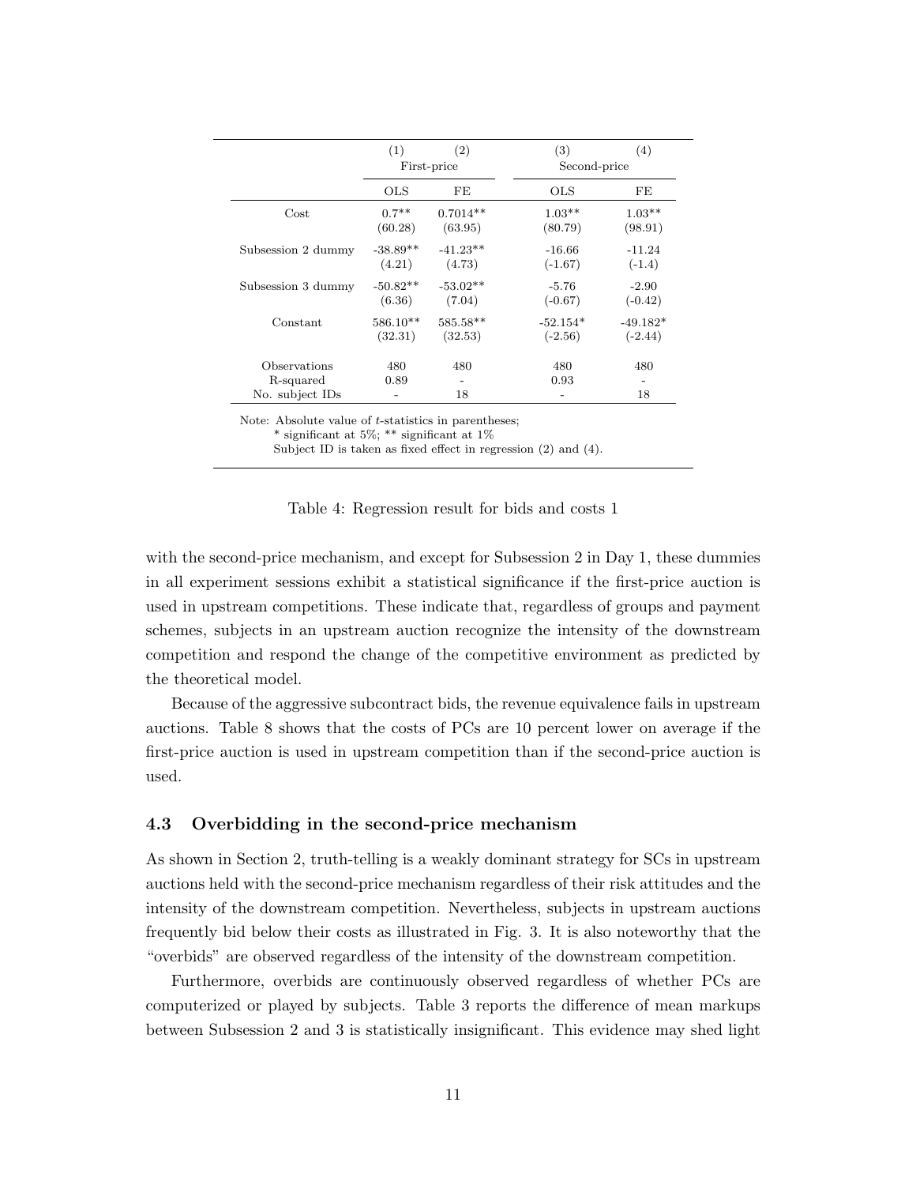| | (1) | (2) | (3) | (4) |
|---|---|---|---|---|
| | First-price | | Second-price | |
| | OLS | FE | OLS | FE |
| Cost | 0.7** | 0.7014** | 1.03** | 1.03** |
| | (60.28) | (63.95) | (80.79) | (98.91) |
| Subsession 2 dummy | -38.89** | -41.23** | -16.66 | -11.24 |
| | (4.21) | (4.73) | (-1.67) | (-1.4) |
| Subsession 3 dummy | -50.82** | -53.02** | -5.76 | -2.90 |
| | (6.36) | (7.04) | (-0.67) | (-0.42) |
| Constant | 586.10** | 585.58** | -52.154* | -49.182* |
| | (32.31) | (32.53) | (-2.56) | (-2.44) |
| Observations | 480 | 480 | 480 | 480 |
| R-squared | 0.89 | - | 0.93 | - |
| No. subject IDs | - | 18 | - | 18 |

Note: Absolute value of *t*-statistics in parentheses;
\* significant at 5%; ** significant at 1%
Subject ID is taken as fixed effect in regression (2) and (4).

Table 4: Regression result for bids and costs 1

with the second-price mechanism, and except for Subsession 2 in Day 1, these dummies in all experiment sessions exhibit a statistical significance if the first-price auction is used in upstream competitions. These indicate that, regardless of groups and payment schemes, subjects in an upstream auction recognize the intensity of the downstream competition and respond the change of the competitive environment as predicted by the theoretical model.

Because of the aggressive subcontract bids, the revenue equivalence fails in upstream auctions. Table 8 shows that the costs of PCs are 10 percent lower on average if the first-price auction is used in upstream competition than if the second-price auction is used.

### 4.3 Overbidding in the second-price mechanism

As shown in Section 2, truth-telling is a weakly dominant strategy for SCs in upstream auctions held with the second-price mechanism regardless of their risk attitudes and the intensity of the downstream competition. Nevertheless, subjects in upstream auctions frequently bid below their costs as illustrated in Fig. 3. It is also noteworthy that the "overbids" are observed regardless of the intensity of the downstream competition.

Furthermore, overbids are continuously observed regardless of whether PCs are computerized or played by subjects. Table 3 reports the difference of mean markups between Subsession 2 and 3 is statistically insignificant. This evidence may shed light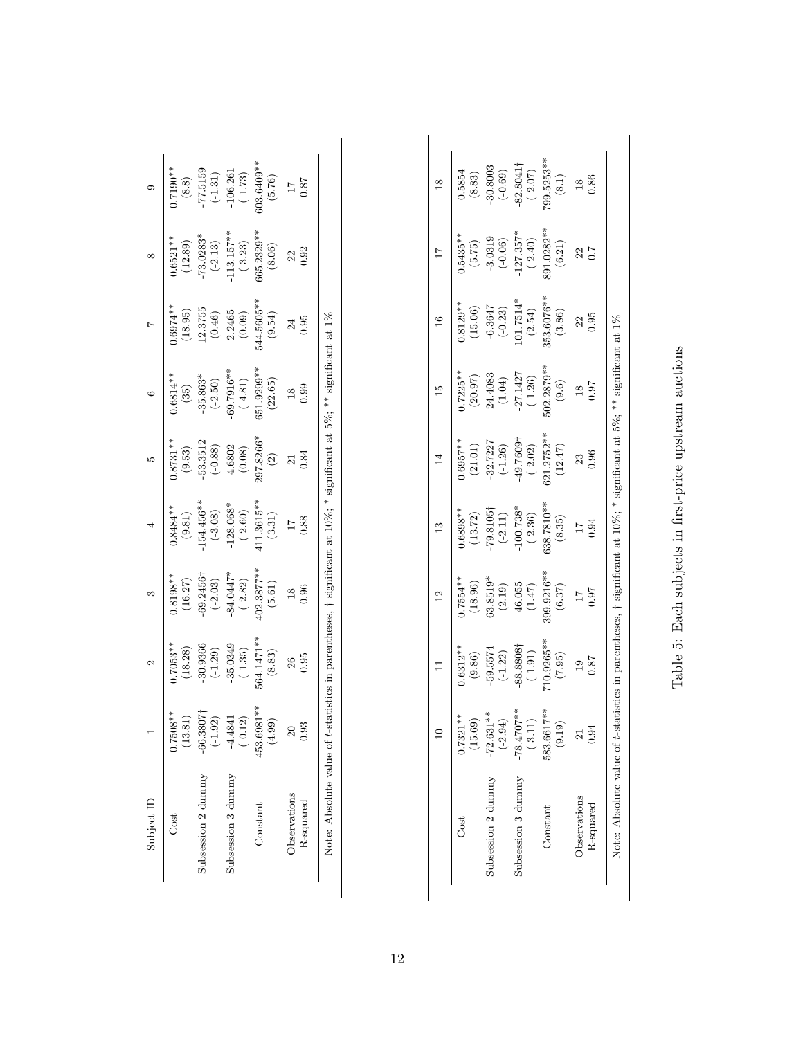| Subject ID | 1 | 2 | 3 | 4 | 5 | 6 | 7 | 8 | 9 |
|---|---|---|---|---|---|---|---|---|---|
| Cost | 0.7508** | 0.7053** | 0.8198** | 0.8484** | 0.8731** | 0.6814** | 0.6974** | 0.6521** | 0.7190** |
| | (13.81) | (18.28) | (16.27) | (9.81) | (9.53) | (35) | (18.95) | (12.89) | (8.8) |
| Subsession 2 dummy | -66.3807† | -30.9366 | -69.2456† | -154.456** | -53.3512 | -35.863* | 12.3755 | -73.0283* | -77.5159 |
| | (-1.92) | (-1.29) | (-2.03) | (-3.08) | (-0.88) | (-2.50) | (0.46) | (-2.13) | (-1.31) |
| Subsession 3 dummy | -4.4841 | -35.0349 | -84.0447* | -128.068* | 4.6802 | -69.7916** | 2.2465 | -113.157** | -106.261 |
| | (-0.12) | (-1.35) | (-2.82) | (-2.60) | (0.08) | (-4.81) | (0.09) | (-3.23) | (-1.73) |
| Constant | 453.6981** | 564.1471** | 402.3877** | 411.3615** | 297.8266* | 651.9299** | 544.5605** | 665.2329** | 603.6409** |
| | (4.99) | (8.83) | (5.61) | (3.31) | (2) | (22.65) | (9.54) | (8.06) | (5.76) |
| Observations | 20 | 26 | 18 | 17 | 21 | 18 | 24 | 22 | 17 |
| R-squared | 0.93 | 0.95 | 0.96 | 0.88 | 0.84 | 0.99 | 0.95 | 0.92 | 0.87 |

Note: Absolute value of $t$-statistics in parentheses, † significant at 10%; * significant at 5%; ** significant at 1%

| | 10 | 11 | 12 | 13 | 14 | 15 | 16 | 17 | 18 |
|---|---|---|---|---|---|---|---|---|---|
| Cost | 0.7321** | 0.6312** | 0.7554** | 0.6898** | 0.6957** | 0.7225** | 0.8129** | 0.5435** | 0.5854 |
| | (15.69) | (9.86) | (18.96) | (13.72) | (21.01) | (20.97) | (15.06) | (5.75) | (8.83) |
| Subsession 2 dummy | -72.631** | -59.5574 | 63.8519* | -79.8105† | -32.7227 | 24.4083 | -6.3647 | -3.0319 | -30.8003 |
| | (-2.94) | (-1.22) | (2.19) | (-2.11) | (-1.26) | (1.04) | (-0.23) | (-0.06) | (-0.69) |
| Subsession 3 dummy | -78.4707** | -88.8808† | 46.055 | -100.738* | -49.7609† | -27.1427 | 101.7514* | -127.357* | -82.8041† |
| | (-3.11) | (-1.91) | (1.47) | (-2.36) | (-2.02) | (-1.26) | (2.54) | (-2.40) | (-2.07) |
| Constant | 583.6617** | 710.9265** | 399.9216** | 638.7810** | 621.2752** | 502.2879** | 353.6076** | 891.0282** | 799.5253** |
| | (9.19) | (7.95) | (6.37) | (8.35) | (12.47) | (9.6) | (3.86) | (6.21) | (8.1) |
| Observations | 21 | 19 | 17 | 17 | 23 | 18 | 22 | 22 | 18 |
| R-squared | 0.94 | 0.87 | 0.97 | 0.94 | 0.96 | 0.97 | 0.95 | 0.7 | 0.86 |

Note: Absolute value of $t$-statistics in parentheses, † significant at 10%; * significant at 5%; ** significant at 1%

Table 5: Each subjects in first-price upstream auctions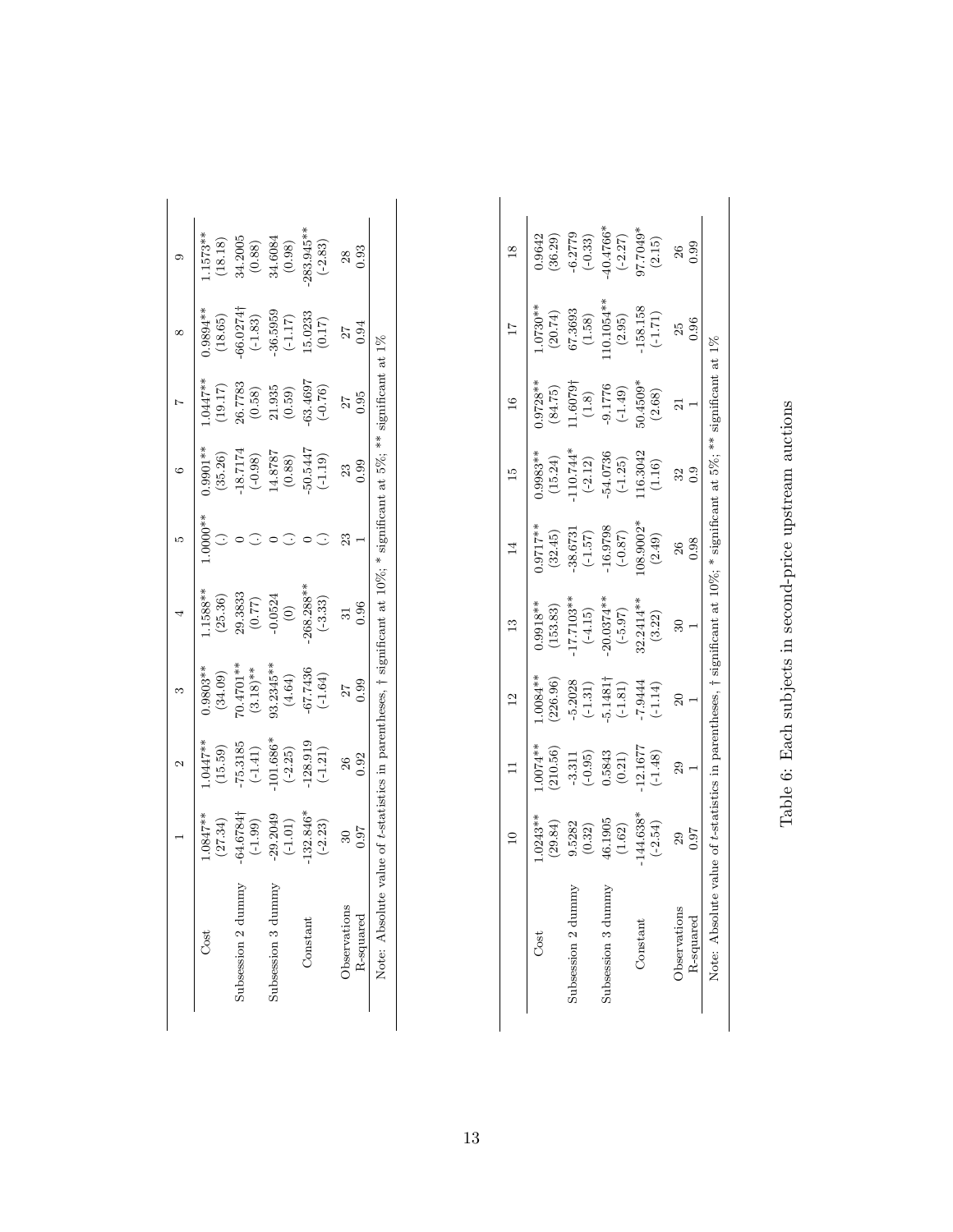|  | 1 | 2 | 3 | 4 | 5 | 6 | 7 | 8 | 9 |
|---|---|---|---|---|---|---|---|---|---|
| Cost | 1.0847** | 1.0447** | 0.9803** | 1.1588** | 1.0000** | 0.9901** | 1.0447** | 0.9894** | 1.1573** |
|  | (27.34) | (15.59) | (34.09) | (25.36) | (.) | (35.26) | (19.17) | (18.65) | (18.18) |
| Subsession 2 dummy | -64.6784† | -75.3185 | 70.4701** | 29.3833 | 0 | -18.7174 | 26.7783 | -66.0274† | 34.2005 |
|  | (-1.99) | (-1.41) | (3.18)** | (0.77) | (.) | (-0.98) | (0.58) | (-1.83) | (0.88) |
| Subsession 3 dummy | -29.2049 | -101.686* | 93.2345** | -0.0524 | 0 | 14.8787 | 21.935 | -36.5959 | 34.6084 |
|  | (-1.01) | (-2.25) | (4.64) | (0) | (.) | (0.88) | (0.59) | (-1.17) | (0.98) |
| Constant | -132.846* | -128.919 | -67.7436 | -268.288** | 0 | -50.5447 | -63.4697 | 15.0233 | -283.945** |
|  | (-2.23) | (-1.21) | (-1.64) | (-3.33) | (.) | (-1.19) | (-0.76) | (0.17) | (-2.83) |
| Observations | 30 | 26 | 27 | 31 | 23 | 23 | 27 | 27 | 28 |
| R-squared | 0.97 | 0.92 | 0.99 | 0.96 | 1 | 0.99 | 0.95 | 0.94 | 0.93 |

Note: Absolute value of $t$-statistics in parentheses, † significant at 10%; * significant at 5%; ** significant at 1%

|  | 10 | 11 | 12 | 13 | 14 | 15 | 16 | 17 | 18 |
|---|---|---|---|---|---|---|---|---|---|
| Cost | 1.0243** | 1.0074** | 1.0084** | 0.9918** | 0.9717** | 0.9983** | 0.9728** | 1.0730** | 0.9642 |
|  | (29.84) | (210.56) | (226.96) | (153.83) | (32.45) | (15.24) | (84.75) | (20.74) | (36.29) |
| Subsession 2 dummy | 9.5282 | -3.311 | -5.2028 | -17.7103** | -38.6731 | -110.744* | 11.6079† | 67.3693 | -6.2779 |
|  | (0.32) | (-0.95) | (-1.31) | (-4.15) | (-1.57) | (-2.12) | (1.8) | (1.58) | (-0.33) |
| Subsession 3 dummy | 46.1905 | 0.5843 | -5.1481† | -20.0374** | -16.9798 | -54.0736 | -9.1776 | 110.1054** | -40.4766* |
|  | (1.62) | (0.21) | (-1.81) | (-5.97) | (-0.87) | (-1.25) | (-1.49) | (2.95) | (-2.27) |
| Constant | -144.638* | -12.1677 | -7.9444 | 32.2414** | 108.9002* | 116.3042 | 50.4509* | -158.158 | 97.7049* |
|  | (-2.54) | (-1.48) | (-1.14) | (3.22) | (2.49) | (1.16) | (2.68) | (-1.71) | (2.15) |
| Observations | 29 | 29 | 20 | 30 | 26 | 32 | 21 | 25 | 26 |
| R-squared | 0.97 | 1 | 1 | 1 | 0.98 | 0.9 | 1 | 0.96 | 0.99 |

Note: Absolute value of $t$-statistics in parentheses, † significant at 10%; * significant at 5%; ** significant at 1%

Table 6: Each subjects in second-price upstream auctions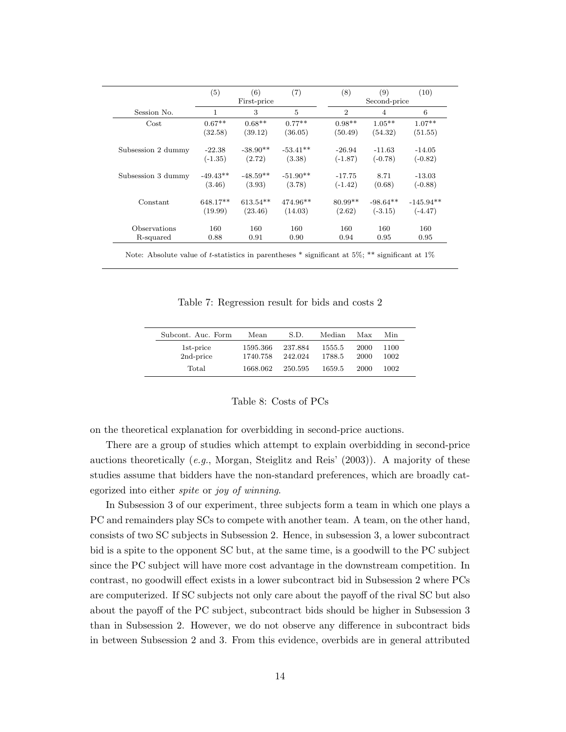| | (5) | (6) | (7) | (8) | (9) | (10) |
|---|---|---|---|---|---|---|
| | | First-price | | | Second-price | |
| Session No. | 1 | 3 | 5 | 2 | 4 | 6 |
| Cost | 0.67** | 0.68** | 0.77** | 0.98** | 1.05** | 1.07** |
| | (32.58) | (39.12) | (36.05) | (50.49) | (54.32) | (51.55) |
| Subsession 2 dummy | -22.38 | -38.90** | -53.41** | -26.94 | -11.63 | -14.05 |
| | (-1.35) | (2.72) | (3.38) | (-1.87) | (-0.78) | (-0.82) |
| Subsession 3 dummy | -49.43** | -48.59** | -51.90** | -17.75 | 8.71 | -13.03 |
| | (3.46) | (3.93) | (3.78) | (-1.42) | (0.68) | (-0.88) |
| Constant | 648.17** | 613.54** | 474.96** | 80.99** | -98.64** | -145.94** |
| | (19.99) | (23.46) | (14.03) | (2.62) | (-3.15) | (-4.47) |
| Observations | 160 | 160 | 160 | 160 | 160 | 160 |
| R-squared | 0.88 | 0.91 | 0.90 | 0.94 | 0.95 | 0.95 |

Note: Absolute value of *t*-statistics in parentheses * significant at 5%; ** significant at 1%

Table 7: Regression result for bids and costs 2

| Subcont. Auc. Form | Mean | S.D. | Median | Max | Min |
|---|---|---|---|---|---|
| 1st-price | 1595.366 | 237.884 | 1555.5 | 2000 | 1100 |
| 2nd-price | 1740.758 | 242.024 | 1788.5 | 2000 | 1002 |
| Total | 1668.062 | 250.595 | 1659.5 | 2000 | 1002 |

Table 8: Costs of PCs

on the theoretical explanation for overbidding in second-price auctions.

There are a group of studies which attempt to explain overbidding in second-price auctions theoretically (*e.g.*, Morgan, Steiglitz and Reis' (2003)). A majority of these studies assume that bidders have the non-standard preferences, which are broadly categorized into either *spite* or *joy of winning*.

In Subsession 3 of our experiment, three subjects form a team in which one plays a PC and remainders play SCs to compete with another team. A team, on the other hand, consists of two SC subjects in Subsession 2. Hence, in subsession 3, a lower subcontract bid is a spite to the opponent SC but, at the same time, is a goodwill to the PC subject since the PC subject will have more cost advantage in the downstream competition. In contrast, no goodwill effect exists in a lower subcontract bid in Subsession 2 where PCs are computerized. If SC subjects not only care about the payoff of the rival SC but also about the payoff of the PC subject, subcontract bids should be higher in Subsession 3 than in Subsession 2. However, we do not observe any difference in subcontract bids in between Subsession 2 and 3. From this evidence, overbids are in general attributed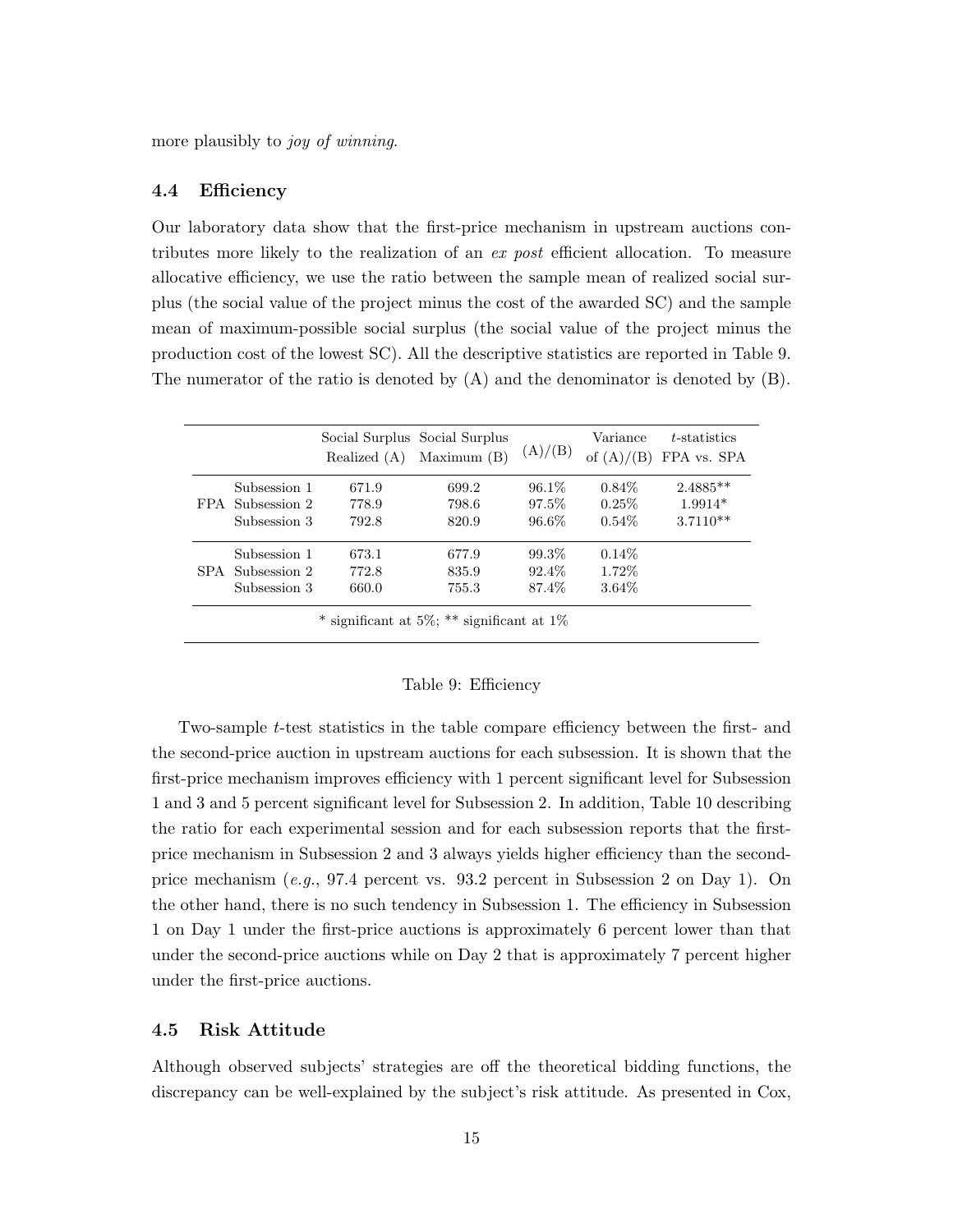more plausibly to *joy of winning*.

### 4.4 Efficiency

Our laboratory data show that the first-price mechanism in upstream auctions contributes more likely to the realization of an *ex post* efficient allocation. To measure allocative efficiency, we use the ratio between the sample mean of realized social surplus (the social value of the project minus the cost of the awarded SC) and the sample mean of maximum-possible social surplus (the social value of the project minus the production cost of the lowest SC). All the descriptive statistics are reported in Table 9. The numerator of the ratio is denoted by (A) and the denominator is denoted by (B).

| | | Social Surplus Realized (A) | Social Surplus Maximum (B) | (A)/(B) | Variance of (A)/(B) | $t$-statistics FPA vs. SPA |
|---|---|---|---|---|---|---|
| FPA | Subsession 1 | 671.9 | 699.2 | 96.1% | 0.84% | 2.4885** |
| | Subsession 2 | 778.9 | 798.6 | 97.5% | 0.25% | 1.9914* |
| | Subsession 3 | 792.8 | 820.9 | 96.6% | 0.54% | 3.7110** |
| SPA | Subsession 1 | 673.1 | 677.9 | 99.3% | 0.14% | |
| | Subsession 2 | 772.8 | 835.9 | 92.4% | 1.72% | |
| | Subsession 3 | 660.0 | 755.3 | 87.4% | 3.64% | |

\* significant at 5%; ** significant at 1%

Table 9: Efficiency

Two-sample $t$-test statistics in the table compare efficiency between the first- and the second-price auction in upstream auctions for each subsession. It is shown that the first-price mechanism improves efficiency with 1 percent significant level for Subsession 1 and 3 and 5 percent significant level for Subsession 2. In addition, Table 10 describing the ratio for each experimental session and for each subsession reports that the first-price mechanism in Subsession 2 and 3 always yields higher efficiency than the second-price mechanism (*e.g.*, 97.4 percent vs. 93.2 percent in Subsession 2 on Day 1). On the other hand, there is no such tendency in Subsession 1. The efficiency in Subsession 1 on Day 1 under the first-price auctions is approximately 6 percent lower than that under the second-price auctions while on Day 2 that is approximately 7 percent higher under the first-price auctions.

### 4.5 Risk Attitude

Although observed subjects' strategies are off the theoretical bidding functions, the discrepancy can be well-explained by the subject's risk attitude. As presented in Cox,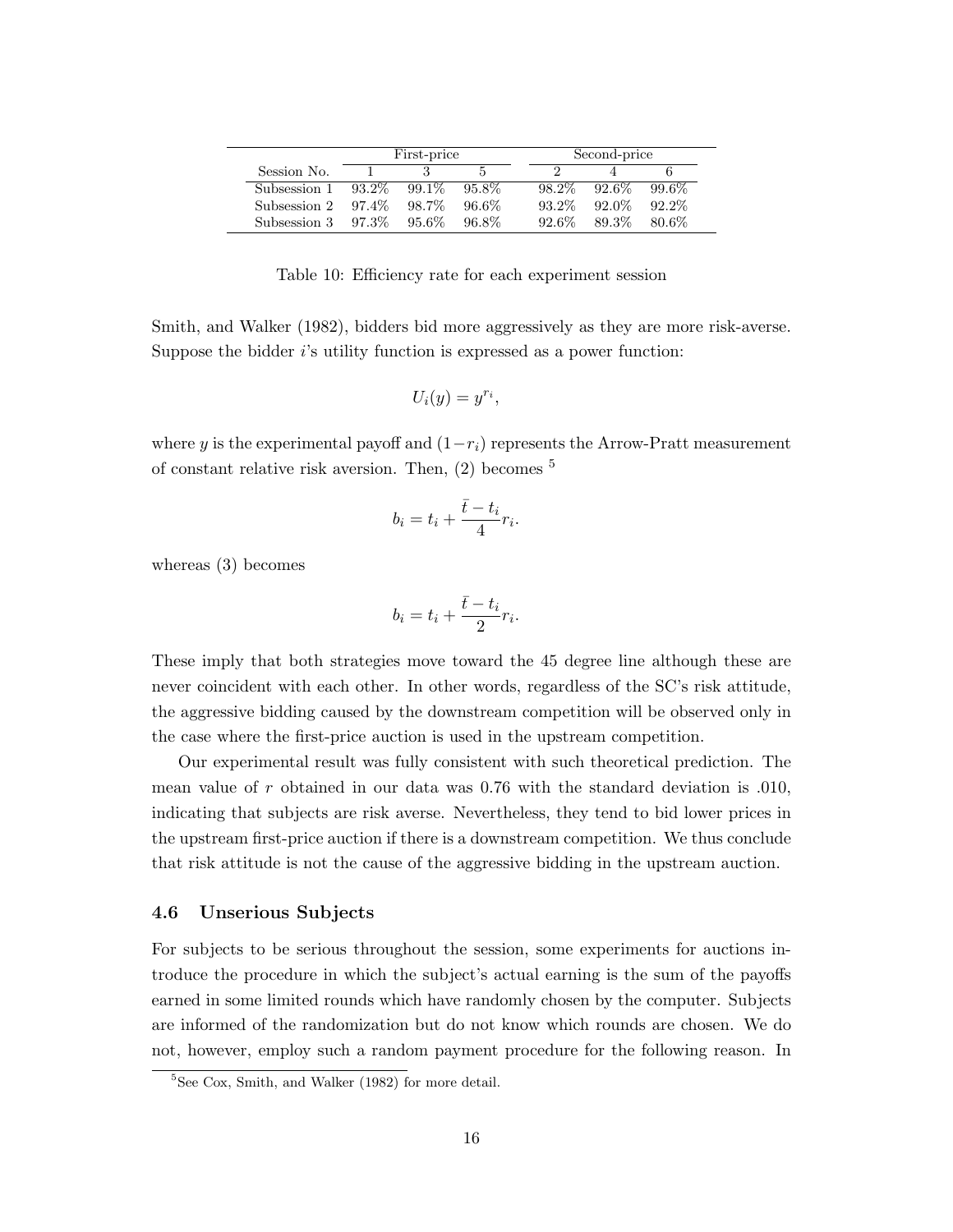| | First-price | | | Second-price | | |
|---|---|---|---|---|---|---|
| Session No. | 1 | 3 | 5 | 2 | 4 | 6 |
| Subsession 1 | 93.2% | 99.1% | 95.8% | 98.2% | 92.6% | 99.6% |
| Subsession 2 | 97.4% | 98.7% | 96.6% | 93.2% | 92.0% | 92.2% |
| Subsession 3 | 97.3% | 95.6% | 96.8% | 92.6% | 89.3% | 80.6% |

Table 10: Efficiency rate for each experiment session

Smith, and Walker (1982), bidders bid more aggressively as they are more risk-averse. Suppose the bidder $i$'s utility function is expressed as a power function:

$$U_i(y) = y^{r_i},$$

where $y$ is the experimental payoff and $(1-r_i)$ represents the Arrow-Pratt measurement of constant relative risk aversion. Then, (2) becomes [5]

$$b_i = t_i + \frac{\bar{t} - t_i}{4} r_i.$$

whereas (3) becomes

$$b_i = t_i + \frac{\bar{t} - t_i}{2} r_i.$$

These imply that both strategies move toward the 45 degree line although these are never coincident with each other. In other words, regardless of the SC's risk attitude, the aggressive bidding caused by the downstream competition will be observed only in the case where the first-price auction is used in the upstream competition.

Our experimental result was fully consistent with such theoretical prediction. The mean value of $r$ obtained in our data was 0.76 with the standard deviation is .010, indicating that subjects are risk averse. Nevertheless, they tend to bid lower prices in the upstream first-price auction if there is a downstream competition. We thus conclude that risk attitude is not the cause of the aggressive bidding in the upstream auction.

### 4.6 Unserious Subjects

For subjects to be serious throughout the session, some experiments for auctions introduce the procedure in which the subject's actual earning is the sum of the payoffs earned in some limited rounds which have randomly chosen by the computer. Subjects are informed of the randomization but do not know which rounds are chosen. We do not, however, employ such a random payment procedure for the following reason. In

[5] See Cox, Smith, and Walker (1982) for more detail.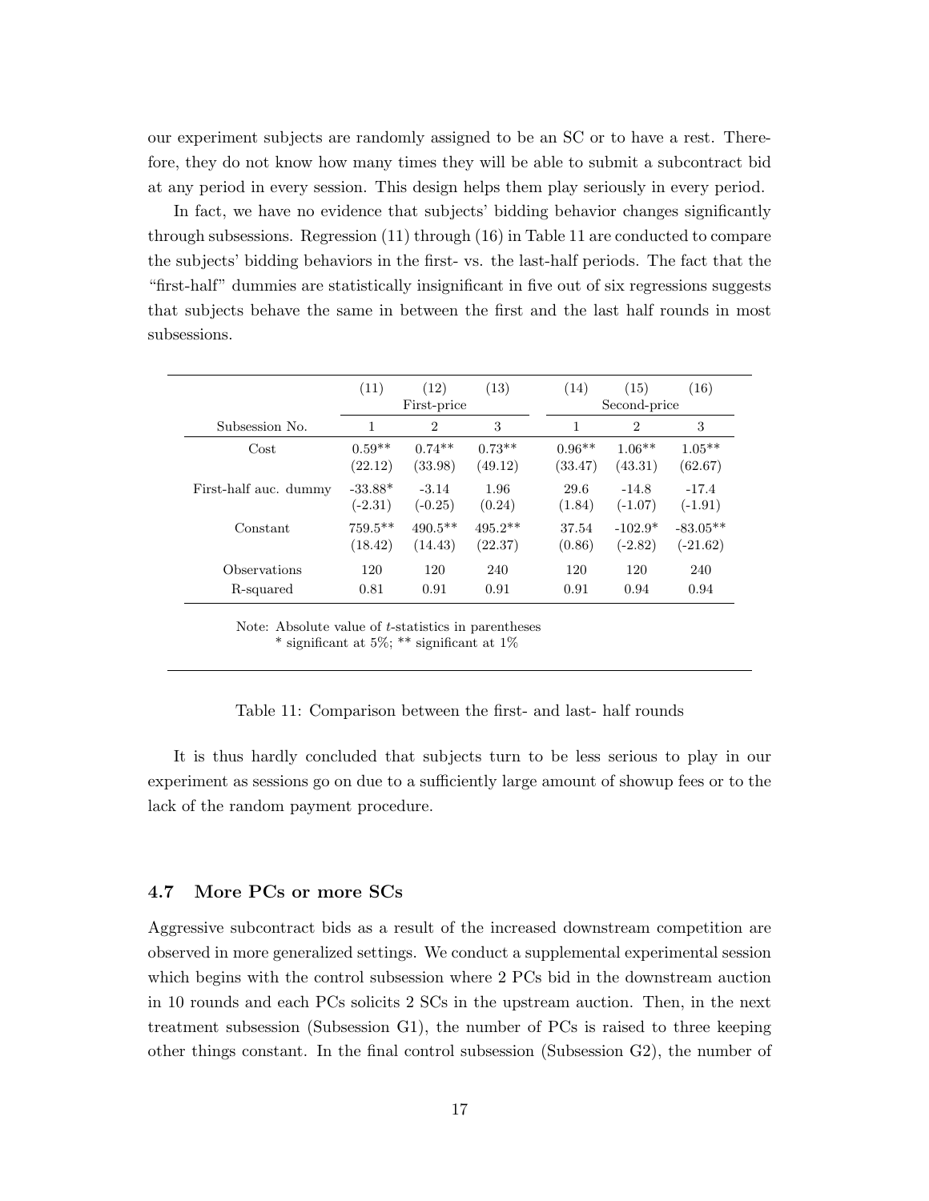our experiment subjects are randomly assigned to be an SC or to have a rest. Therefore, they do not know how many times they will be able to submit a subcontract bid at any period in every session. This design helps them play seriously in every period.

In fact, we have no evidence that subjects' bidding behavior changes significantly through subsessions. Regression (11) through (16) in Table 11 are conducted to compare the subjects' bidding behaviors in the first- vs. the last-half periods. The fact that the "first-half" dummies are statistically insignificant in five out of six regressions suggests that subjects behave the same in between the first and the last half rounds in most subsessions.

| | (11) | (12) | (13) | (14) | (15) | (16) |
|---|---|---|---|---|---|---|
| | First-price | | | Second-price | | |
| Subsession No. | 1 | 2 | 3 | 1 | 2 | 3 |
| Cost | 0.59** | 0.74** | 0.73** | 0.96** | 1.06** | 1.05** |
| | (22.12) | (33.98) | (49.12) | (33.47) | (43.31) | (62.67) |
| First-half auc. dummy | -33.88* | -3.14 | 1.96 | 29.6 | -14.8 | -17.4 |
| | (-2.31) | (-0.25) | (0.24) | (1.84) | (-1.07) | (-1.91) |
| Constant | 759.5** | 490.5** | 495.2** | 37.54 | -102.9* | -83.05** |
| | (18.42) | (14.43) | (22.37) | (0.86) | (-2.82) | (-21.62) |
| Observations | 120 | 120 | 240 | 120 | 120 | 240 |
| R-squared | 0.81 | 0.91 | 0.91 | 0.91 | 0.94 | 0.94 |

Note: Absolute value of $t$-statistics in parentheses
* significant at 5%; ** significant at 1%

Table 11: Comparison between the first- and last- half rounds

It is thus hardly concluded that subjects turn to be less serious to play in our experiment as sessions go on due to a sufficiently large amount of showup fees or to the lack of the random payment procedure.

### 4.7 More PCs or more SCs

Aggressive subcontract bids as a result of the increased downstream competition are observed in more generalized settings. We conduct a supplemental experimental session which begins with the control subsession where 2 PCs bid in the downstream auction in 10 rounds and each PCs solicits 2 SCs in the upstream auction. Then, in the next treatment subsession (Subsession G1), the number of PCs is raised to three keeping other things constant. In the final control subsession (Subsession G2), the number of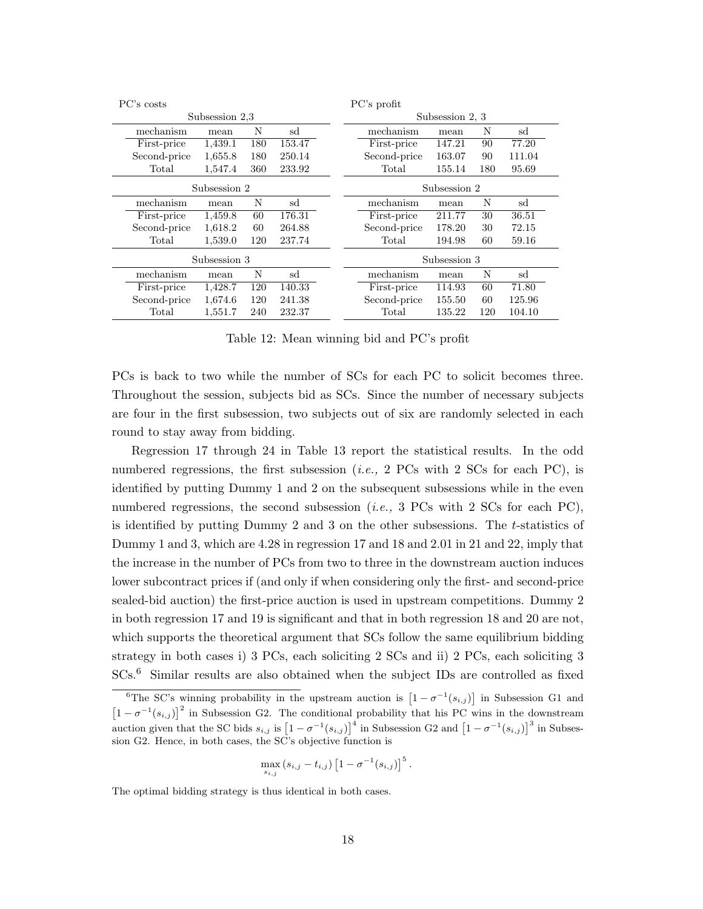| PC's costs | | | | | PC's profit | | | |
|---|---|---|---|---|---|---|---|---|
| Subsession 2,3 | | | | | Subsession 2, 3 | | | |
| mechanism | mean | N | sd | | mechanism | mean | N | sd |
| First-price | 1,439.1 | 180 | 153.47 | | First-price | 147.21 | 90 | 77.20 |
| Second-price | 1,655.8 | 180 | 250.14 | | Second-price | 163.07 | 90 | 111.04 |
| Total | 1,547.4 | 360 | 233.92 | | Total | 155.14 | 180 | 95.69 |
| Subsession 2 | | | | | Subsession 2 | | | |
| mechanism | mean | N | sd | | mechanism | mean | N | sd |
| First-price | 1,459.8 | 60 | 176.31 | | First-price | 211.77 | 30 | 36.51 |
| Second-price | 1,618.2 | 60 | 264.88 | | Second-price | 178.20 | 30 | 72.15 |
| Total | 1,539.0 | 120 | 237.74 | | Total | 194.98 | 60 | 59.16 |
| Subsession 3 | | | | | Subsession 3 | | | |
| mechanism | mean | N | sd | | mechanism | mean | N | sd |
| First-price | 1,428.7 | 120 | 140.33 | | First-price | 114.93 | 60 | 71.80 |
| Second-price | 1,674.6 | 120 | 241.38 | | Second-price | 155.50 | 60 | 125.96 |
| Total | 1,551.7 | 240 | 232.37 | | Total | 135.22 | 120 | 104.10 |

Table 12: Mean winning bid and PC's profit

PCs is back to two while the number of SCs for each PC to solicit becomes three. Throughout the session, subjects bid as SCs. Since the number of necessary subjects are four in the first subsession, two subjects out of six are randomly selected in each round to stay away from bidding.

Regression 17 through 24 in Table 13 report the statistical results. In the odd numbered regressions, the first subsession (*i.e.,* 2 PCs with 2 SCs for each PC), is identified by putting Dummy 1 and 2 on the subsequent subsessions while in the even numbered regressions, the second subsession (*i.e.,* 3 PCs with 2 SCs for each PC), is identified by putting Dummy 2 and 3 on the other subsessions. The $t$-statistics of Dummy 1 and 3, which are 4.28 in regression 17 and 18 and 2.01 in 21 and 22, imply that the increase in the number of PCs from two to three in the downstream auction induces lower subcontract prices if (and only if when considering only the first- and second-price sealed-bid auction) the first-price auction is used in upstream competitions. Dummy 2 in both regression 17 and 19 is significant and that in both regression 18 and 20 are not, which supports the theoretical argument that SCs follow the same equilibrium bidding strategy in both cases i) 3 PCs, each soliciting 2 SCs and ii) 2 PCs, each soliciting 3 SCs.[6] Similar results are also obtained when the subject IDs are controlled as fixed

[6]The SC's winning probability in the upstream auction is $\left[1-\sigma^{-1}(s_{i,j})\right]$ in Subsession G1 and $\left[1-\sigma^{-1}(s_{i,j})\right]^2$ in Subsession G2. The conditional probability that his PC wins in the downstream auction given that the SC bids $s_{i,j}$ is $\left[1-\sigma^{-1}(s_{i,j})\right]^4$ in Subsession G2 and $\left[1-\sigma^{-1}(s_{i,j})\right]^3$ in Subsession G2. Hence, in both cases, the SC's objective function is

$$\max_{s_{i,j}} \left(s_{i,j}-t_{i,j}\right)\left[1-\sigma^{-1}(s_{i,j})\right]^5.$$

The optimal bidding strategy is thus identical in both cases.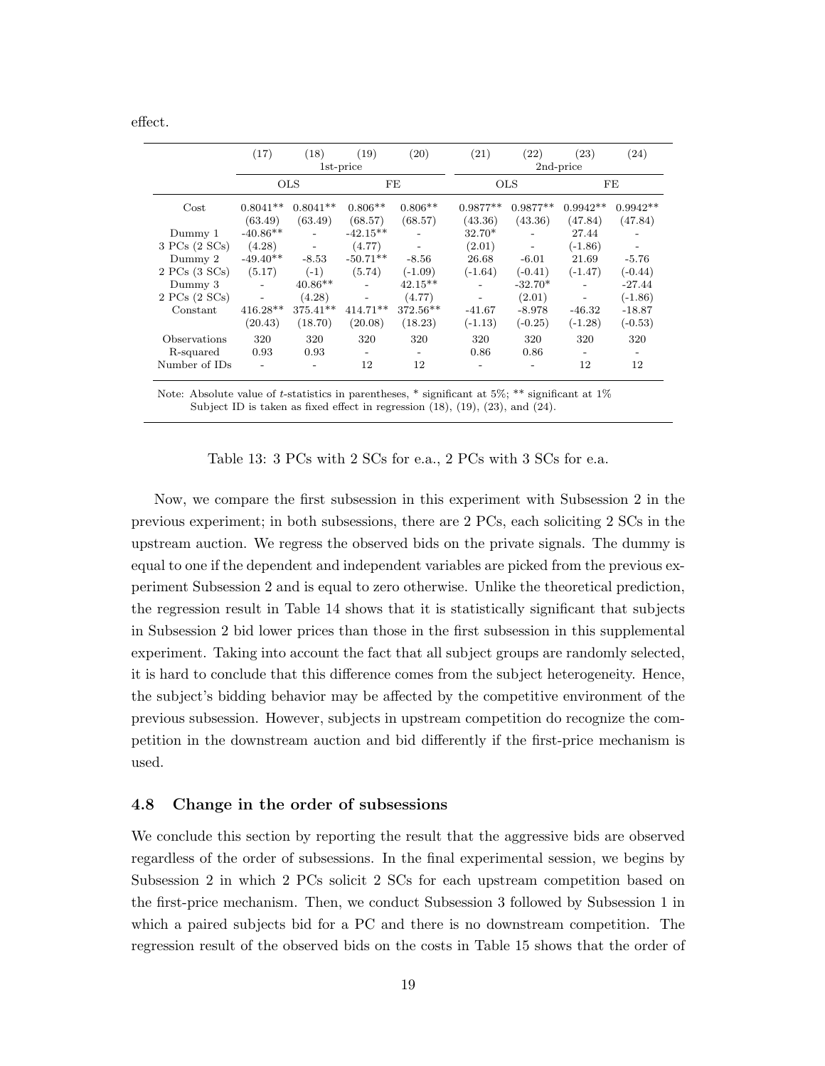effect.

| | (17) | (18) | (19) | (20) | (21) | (22) | (23) | (24) |
|---|---|---|---|---|---|---|---|---|
| | 1st-price | | | | 2nd-price | | | |
| | OLS | | FE | | OLS | | FE | |
| Cost | 0.8041** | 0.8041** | 0.806** | 0.806** | 0.9877** | 0.9877** | 0.9942** | 0.9942** |
| | (63.49) | (63.49) | (68.57) | (68.57) | (43.36) | (43.36) | (47.84) | (47.84) |
| Dummy 1 | -40.86** | - | -42.15** | - | 32.70* | - | 27.44 | - |
| 3 PCs (2 SCs) | (4.28) | - | (4.77) | - | (2.01) | - | (-1.86) | - |
| Dummy 2 | -49.40** | -8.53 | -50.71** | -8.56 | 26.68 | -6.01 | 21.69 | -5.76 |
| 2 PCs (3 SCs) | (5.17) | (-1) | (5.74) | (-1.09) | (-1.64) | (-0.41) | (-1.47) | (-0.44) |
| Dummy 3 | - | 40.86** | - | 42.15** | - | -32.70* | - | -27.44 |
| 2 PCs (2 SCs) | - | (4.28) | - | (4.77) | - | (2.01) | - | (-1.86) |
| Constant | 416.28** | 375.41** | 414.71** | 372.56** | -41.67 | -8.978 | -46.32 | -18.87 |
| | (20.43) | (18.70) | (20.08) | (18.23) | (-1.13) | (-0.25) | (-1.28) | (-0.53) |
| Observations | 320 | 320 | 320 | 320 | 320 | 320 | 320 | 320 |
| R-squared | 0.93 | 0.93 | - | - | 0.86 | 0.86 | - | - |
| Number of IDs | - | - | 12 | 12 | - | - | 12 | 12 |

Note: Absolute value of $t$-statistics in parentheses, * significant at 5%; ** significant at 1%
Subject ID is taken as fixed effect in regression (18), (19), (23), and (24).

Table 13: 3 PCs with 2 SCs for e.a., 2 PCs with 3 SCs for e.a.

Now, we compare the first subsession in this experiment with Subsession 2 in the previous experiment; in both subsessions, there are 2 PCs, each soliciting 2 SCs in the upstream auction. We regress the observed bids on the private signals. The dummy is equal to one if the dependent and independent variables are picked from the previous experiment Subsession 2 and is equal to zero otherwise. Unlike the theoretical prediction, the regression result in Table 14 shows that it is statistically significant that subjects in Subsession 2 bid lower prices than those in the first subsession in this supplemental experiment. Taking into account the fact that all subject groups are randomly selected, it is hard to conclude that this difference comes from the subject heterogeneity. Hence, the subject's bidding behavior may be affected by the competitive environment of the previous subsession. However, subjects in upstream competition do recognize the competition in the downstream auction and bid differently if the first-price mechanism is used.

### 4.8 Change in the order of subsessions

We conclude this section by reporting the result that the aggressive bids are observed regardless of the order of subsessions. In the final experimental session, we begins by Subsession 2 in which 2 PCs solicit 2 SCs for each upstream competition based on the first-price mechanism. Then, we conduct Subsession 3 followed by Subsession 1 in which a paired subjects bid for a PC and there is no downstream competition. The regression result of the observed bids on the costs in Table 15 shows that the order of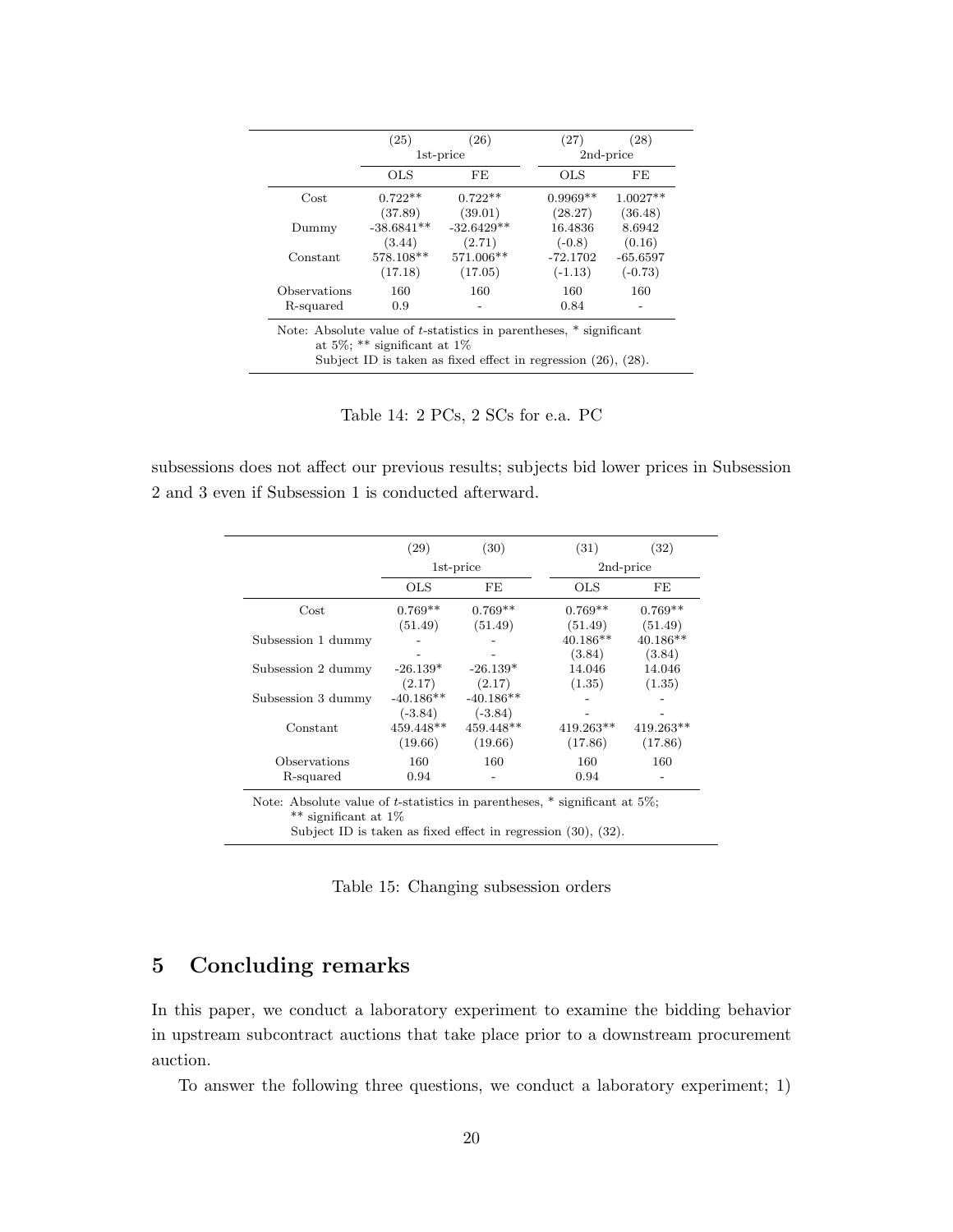| | (25) | (26) | (27) | (28) |
|---|---|---|---|---|
| | 1st-price | | 2nd-price | |
| | OLS | FE | OLS | FE |
| Cost | 0.722** | 0.722** | 0.9969** | 1.0027** |
| | (37.89) | (39.01) | (28.27) | (36.48) |
| Dummy | -38.6841** | -32.6429** | 16.4836 | 8.6942 |
| | (3.44) | (2.71) | (-0.8) | (0.16) |
| Constant | 578.108** | 571.006** | -72.1702 | -65.6597 |
| | (17.18) | (17.05) | (-1.13) | (-0.73) |
| Observations | 160 | 160 | 160 | 160 |
| R-squared | 0.9 | - | 0.84 | - |

Note: Absolute value of $t$-statistics in parentheses, * significant at 5%; ** significant at 1%
Subject ID is taken as fixed effect in regression (26), (28).

Table 14: 2 PCs, 2 SCs for e.a. PC

subsessions does not affect our previous results; subjects bid lower prices in Subsession 2 and 3 even if Subsession 1 is conducted afterward.

| | (29) | (30) | (31) | (32) |
|---|---|---|---|---|
| | 1st-price | | 2nd-price | |
| | OLS | FE | OLS | FE |
| Cost | 0.769** | 0.769** | 0.769** | 0.769** |
| | (51.49) | (51.49) | (51.49) | (51.49) |
| Subsession 1 dummy | - | - | 40.186** | 40.186** |
| | - | - | (3.84) | (3.84) |
| Subsession 2 dummy | -26.139* | -26.139* | 14.046 | 14.046 |
| | (2.17) | (2.17) | (1.35) | (1.35) |
| Subsession 3 dummy | -40.186** | -40.186** | - | - |
| | (-3.84) | (-3.84) | - | - |
| Constant | 459.448** | 459.448** | 419.263** | 419.263** |
| | (19.66) | (19.66) | (17.86) | (17.86) |
| Observations | 160 | 160 | 160 | 160 |
| R-squared | 0.94 | - | 0.94 | - |

Note: Absolute value of $t$-statistics in parentheses, * significant at 5%; ** significant at 1%
Subject ID is taken as fixed effect in regression (30), (32).

Table 15: Changing subsession orders

## 5 Concluding remarks

In this paper, we conduct a laboratory experiment to examine the bidding behavior in upstream subcontract auctions that take place prior to a downstream procurement auction.

To answer the following three questions, we conduct a laboratory experiment; 1)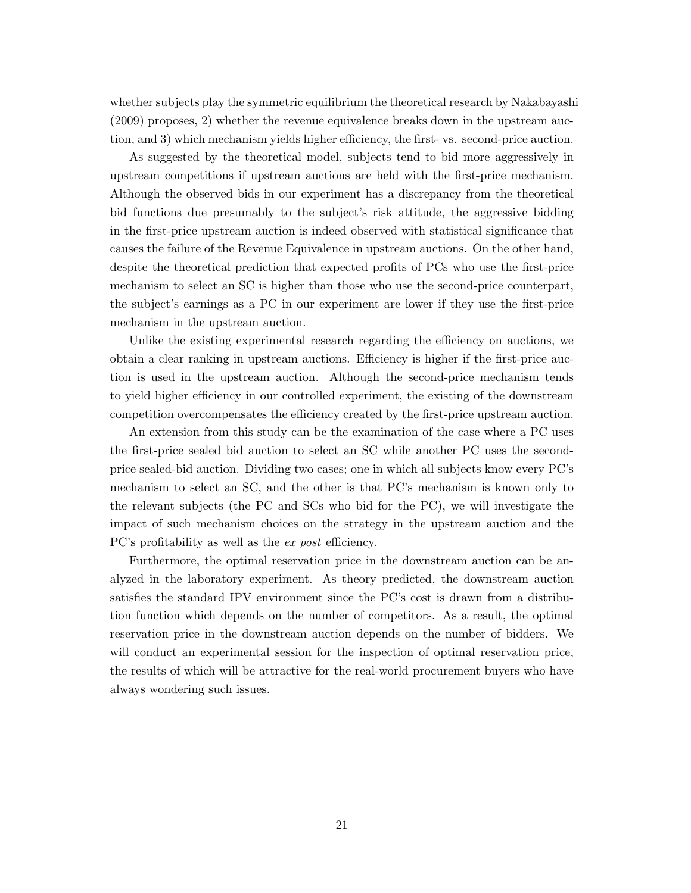whether subjects play the symmetric equilibrium the theoretical research by Nakabayashi (2009) proposes, 2) whether the revenue equivalence breaks down in the upstream auction, and 3) which mechanism yields higher efficiency, the first- vs. second-price auction.

As suggested by the theoretical model, subjects tend to bid more aggressively in upstream competitions if upstream auctions are held with the first-price mechanism. Although the observed bids in our experiment has a discrepancy from the theoretical bid functions due presumably to the subject's risk attitude, the aggressive bidding in the first-price upstream auction is indeed observed with statistical significance that causes the failure of the Revenue Equivalence in upstream auctions. On the other hand, despite the theoretical prediction that expected profits of PCs who use the first-price mechanism to select an SC is higher than those who use the second-price counterpart, the subject's earnings as a PC in our experiment are lower if they use the first-price mechanism in the upstream auction.

Unlike the existing experimental research regarding the efficiency on auctions, we obtain a clear ranking in upstream auctions. Efficiency is higher if the first-price auction is used in the upstream auction. Although the second-price mechanism tends to yield higher efficiency in our controlled experiment, the existing of the downstream competition overcompensates the efficiency created by the first-price upstream auction.

An extension from this study can be the examination of the case where a PC uses the first-price sealed bid auction to select an SC while another PC uses the second-price sealed-bid auction. Dividing two cases; one in which all subjects know every PC's mechanism to select an SC, and the other is that PC's mechanism is known only to the relevant subjects (the PC and SCs who bid for the PC), we will investigate the impact of such mechanism choices on the strategy in the upstream auction and the PC's profitability as well as the *ex post* efficiency.

Furthermore, the optimal reservation price in the downstream auction can be analyzed in the laboratory experiment. As theory predicted, the downstream auction satisfies the standard IPV environment since the PC's cost is drawn from a distribution function which depends on the number of competitors. As a result, the optimal reservation price in the downstream auction depends on the number of bidders. We will conduct an experimental session for the inspection of optimal reservation price, the results of which will be attractive for the real-world procurement buyers who have always wondering such issues.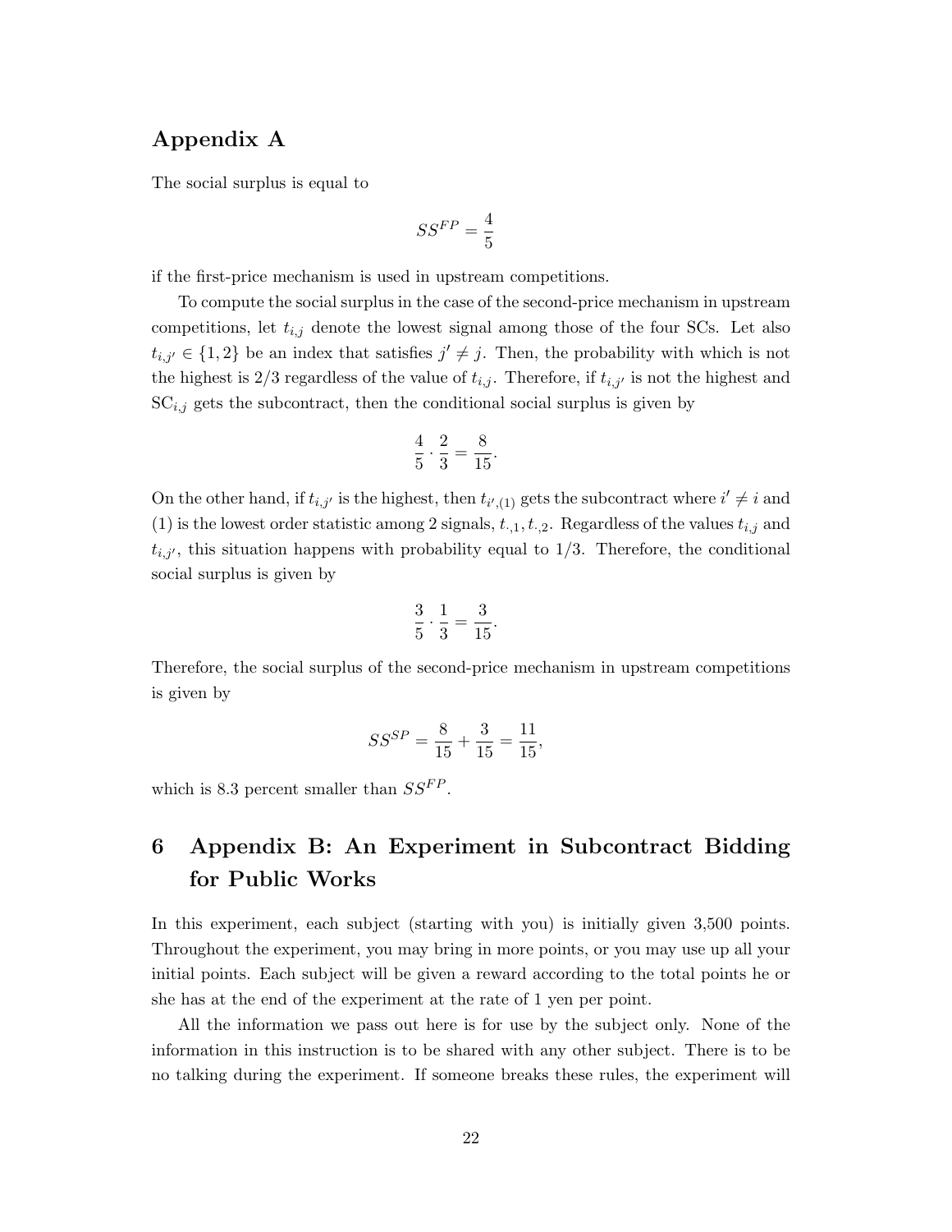## Appendix A

The social surplus is equal to

$$SS^{FP} = \frac{4}{5}$$

if the first-price mechanism is used in upstream competitions.

To compute the social surplus in the case of the second-price mechanism in upstream competitions, let $t_{i,j}$ denote the lowest signal among those of the four SCs. Let also $t_{i,j'} \in \{1, 2\}$ be an index that satisfies $j' \neq j$. Then, the probability with which is not the highest is 2/3 regardless of the value of $t_{i,j}$. Therefore, if $t_{i,j'}$ is not the highest and $\text{SC}_{i,j}$ gets the subcontract, then the conditional social surplus is given by

$$\frac{4}{5} \cdot \frac{2}{3} = \frac{8}{15}.$$

On the other hand, if $t_{i,j'}$ is the highest, then $t_{i',(1)}$ gets the subcontract where $i' \neq i$ and (1) is the lowest order statistic among 2 signals, $t_{\cdot,1}, t_{\cdot,2}$. Regardless of the values $t_{i,j}$ and $t_{i,j'}$, this situation happens with probability equal to 1/3. Therefore, the conditional social surplus is given by

$$\frac{3}{5} \cdot \frac{1}{3} = \frac{3}{15}.$$

Therefore, the social surplus of the second-price mechanism in upstream competitions is given by

$$SS^{SP} = \frac{8}{15} + \frac{3}{15} = \frac{11}{15},$$

which is 8.3 percent smaller than $SS^{FP}$.

# 6 Appendix B: An Experiment in Subcontract Bidding for Public Works

In this experiment, each subject (starting with you) is initially given 3,500 points. Throughout the experiment, you may bring in more points, or you may use up all your initial points. Each subject will be given a reward according to the total points he or she has at the end of the experiment at the rate of 1 yen per point.

All the information we pass out here is for use by the subject only. None of the information in this instruction is to be shared with any other subject. There is to be no talking during the experiment. If someone breaks these rules, the experiment will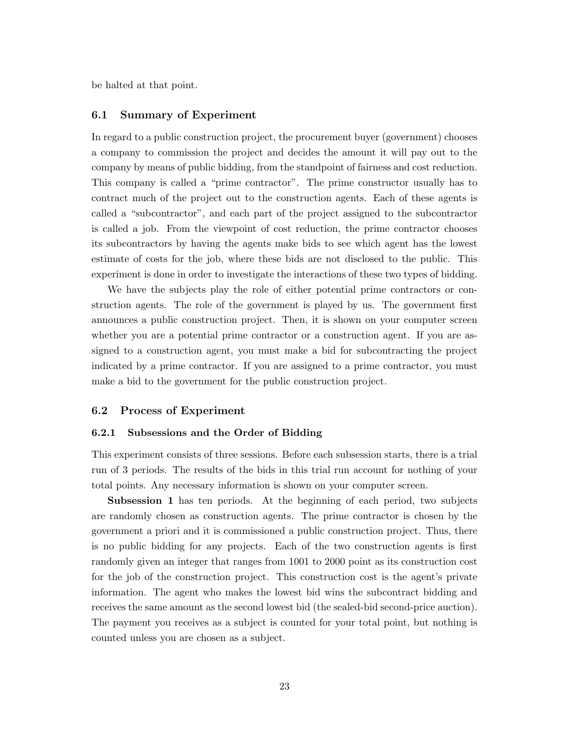be halted at that point.

## 6.1 Summary of Experiment

In regard to a public construction project, the procurement buyer (government) chooses a company to commission the project and decides the amount it will pay out to the company by means of public bidding, from the standpoint of fairness and cost reduction. This company is called a "prime contractor". The prime constructor usually has to contract much of the project out to the construction agents. Each of these agents is called a "subcontractor", and each part of the project assigned to the subcontractor is called a job. From the viewpoint of cost reduction, the prime contractor chooses its subcontractors by having the agents make bids to see which agent has the lowest estimate of costs for the job, where these bids are not disclosed to the public. This experiment is done in order to investigate the interactions of these two types of bidding.

We have the subjects play the role of either potential prime contractors or construction agents. The role of the government is played by us. The government first announces a public construction project. Then, it is shown on your computer screen whether you are a potential prime contractor or a construction agent. If you are assigned to a construction agent, you must make a bid for subcontracting the project indicated by a prime contractor. If you are assigned to a prime contractor, you must make a bid to the government for the public construction project.

## 6.2 Process of Experiment

### 6.2.1 Subsessions and the Order of Bidding

This experiment consists of three sessions. Before each subsession starts, there is a trial run of 3 periods. The results of the bids in this trial run account for nothing of your total points. Any necessary information is shown on your computer screen.

**Subsession 1** has ten periods. At the beginning of each period, two subjects are randomly chosen as construction agents. The prime contractor is chosen by the government a priori and it is commissioned a public construction project. Thus, there is no public bidding for any projects. Each of the two construction agents is first randomly given an integer that ranges from 1001 to 2000 point as its construction cost for the job of the construction project. This construction cost is the agent's private information. The agent who makes the lowest bid wins the subcontract bidding and receives the same amount as the second lowest bid (the sealed-bid second-price auction). The payment you receives as a subject is counted for your total point, but nothing is counted unless you are chosen as a subject.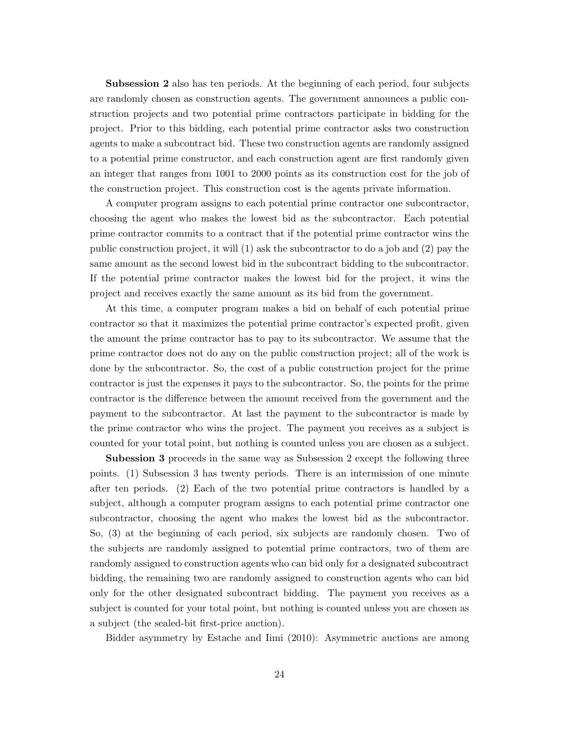**Subsession 2** also has ten periods. At the beginning of each period, four subjects are randomly chosen as construction agents. The government announces a public construction projects and two potential prime contractors participate in bidding for the project. Prior to this bidding, each potential prime contractor asks two construction agents to make a subcontract bid. These two construction agents are randomly assigned to a potential prime constructor, and each construction agent are first randomly given an integer that ranges from 1001 to 2000 points as its construction cost for the job of the construction project. This construction cost is the agents private information.

A computer program assigns to each potential prime contractor one subcontractor, choosing the agent who makes the lowest bid as the subcontractor. Each potential prime contractor commits to a contract that if the potential prime contractor wins the public construction project, it will (1) ask the subcontractor to do a job and (2) pay the same amount as the second lowest bid in the subcontract bidding to the subcontractor. If the potential prime contractor makes the lowest bid for the project, it wins the project and receives exactly the same amount as its bid from the government.

At this time, a computer program makes a bid on behalf of each potential prime contractor so that it maximizes the potential prime contractor's expected profit, given the amount the prime contractor has to pay to its subcontractor. We assume that the prime contractor does not do any on the public construction project; all of the work is done by the subcontractor. So, the cost of a public construction project for the prime contractor is just the expenses it pays to the subcontractor. So, the points for the prime contractor is the difference between the amount received from the government and the payment to the subcontractor. At last the payment to the subcontractor is made by the prime contractor who wins the project. The payment you receives as a subject is counted for your total point, but nothing is counted unless you are chosen as a subject.

**Subession 3** proceeds in the same way as Subsession 2 except the following three points. (1) Subsession 3 has twenty periods. There is an intermission of one minute after ten periods. (2) Each of the two potential prime contractors is handled by a subject, although a computer program assigns to each potential prime contractor one subcontractor, choosing the agent who makes the lowest bid as the subcontractor. So, (3) at the beginning of each period, six subjects are randomly chosen. Two of the subjects are randomly assigned to potential prime contractors, two of them are randomly assigned to construction agents who can bid only for a designated subcontract bidding, the remaining two are randomly assigned to construction agents who can bid only for the other designated subcontract bidding. The payment you receives as a subject is counted for your total point, but nothing is counted unless you are chosen as a subject (the sealed-bit first-price auction).

Bidder asymmetry by Estache and Iimi (2010): Asymmetric auctions are among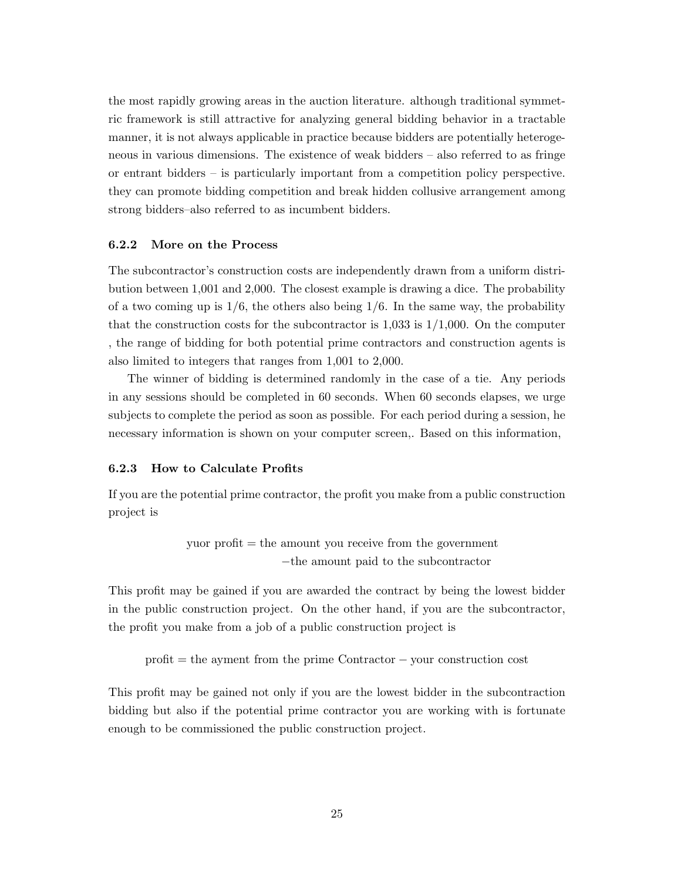the most rapidly growing areas in the auction literature. although traditional symmetric framework is still attractive for analyzing general bidding behavior in a tractable manner, it is not always applicable in practice because bidders are potentially heterogeneous in various dimensions. The existence of weak bidders – also referred to as fringe or entrant bidders – is particularly important from a competition policy perspective. they can promote bidding competition and break hidden collusive arrangement among strong bidders–also referred to as incumbent bidders.

### 6.2.2 More on the Process

The subcontractor's construction costs are independently drawn from a uniform distribution between 1,001 and 2,000. The closest example is drawing a dice. The probability of a two coming up is 1/6, the others also being 1/6. In the same way, the probability that the construction costs for the subcontractor is 1,033 is 1/1,000. On the computer , the range of bidding for both potential prime contractors and construction agents is also limited to integers that ranges from 1,001 to 2,000.

The winner of bidding is determined randomly in the case of a tie. Any periods in any sessions should be completed in 60 seconds. When 60 seconds elapses, we urge subjects to complete the period as soon as possible. For each period during a session, he necessary information is shown on your computer screen,. Based on this information,

### 6.2.3 How to Calculate Profits

If you are the potential prime contractor, the profit you make from a public construction project is

$$\begin{aligned} \text{yuor profit} = {} & \text{the amount you receive from the government} \\ & - \text{the amount paid to the subcontractor} \end{aligned}$$

This profit may be gained if you are awarded the contract by being the lowest bidder in the public construction project. On the other hand, if you are the subcontractor, the profit you make from a job of a public construction project is

$$\text{profit} = \text{the ayment from the prime Contractor} - \text{your construction cost}$$

This profit may be gained not only if you are the lowest bidder in the subcontraction bidding but also if the potential prime contractor you are working with is fortunate enough to be commissioned the public construction project.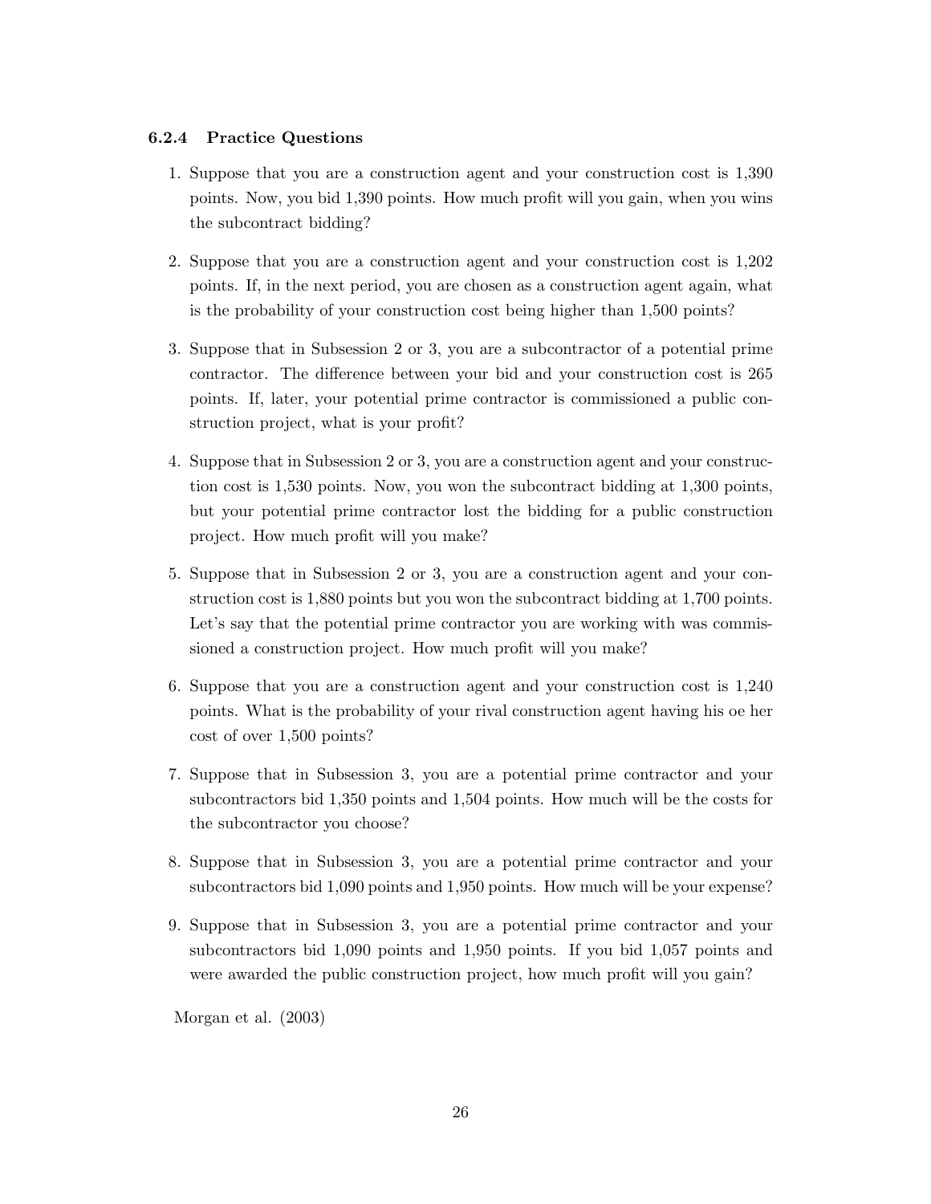### 6.2.4 Practice Questions

1. Suppose that you are a construction agent and your construction cost is 1,390 points. Now, you bid 1,390 points. How much profit will you gain, when you wins the subcontract bidding?

2. Suppose that you are a construction agent and your construction cost is 1,202 points. If, in the next period, you are chosen as a construction agent again, what is the probability of your construction cost being higher than 1,500 points?

3. Suppose that in Subsession 2 or 3, you are a subcontractor of a potential prime contractor. The difference between your bid and your construction cost is 265 points. If, later, your potential prime contractor is commissioned a public construction project, what is your profit?

4. Suppose that in Subsession 2 or 3, you are a construction agent and your construction cost is 1,530 points. Now, you won the subcontract bidding at 1,300 points, but your potential prime contractor lost the bidding for a public construction project. How much profit will you make?

5. Suppose that in Subsession 2 or 3, you are a construction agent and your construction cost is 1,880 points but you won the subcontract bidding at 1,700 points. Let's say that the potential prime contractor you are working with was commissioned a construction project. How much profit will you make?

6. Suppose that you are a construction agent and your construction cost is 1,240 points. What is the probability of your rival construction agent having his oe her cost of over 1,500 points?

7. Suppose that in Subsession 3, you are a potential prime contractor and your subcontractors bid 1,350 points and 1,504 points. How much will be the costs for the subcontractor you choose?

8. Suppose that in Subsession 3, you are a potential prime contractor and your subcontractors bid 1,090 points and 1,950 points. How much will be your expense?

9. Suppose that in Subsession 3, you are a potential prime contractor and your subcontractors bid 1,090 points and 1,950 points. If you bid 1,057 points and were awarded the public construction project, how much profit will you gain?

Morgan et al. (2003)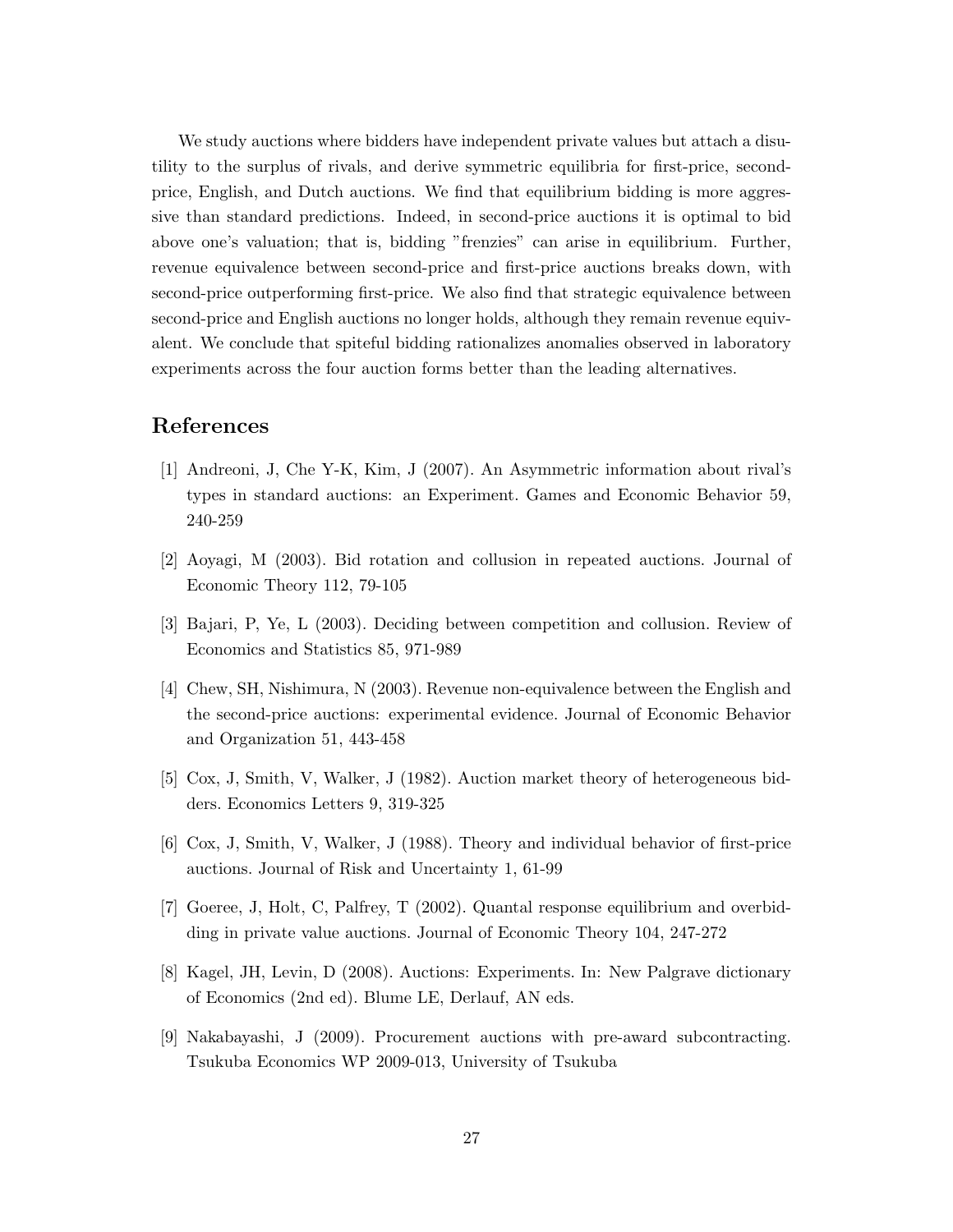We study auctions where bidders have independent private values but attach a disutility to the surplus of rivals, and derive symmetric equilibria for first-price, second-price, English, and Dutch auctions. We find that equilibrium bidding is more aggressive than standard predictions. Indeed, in second-price auctions it is optimal to bid above one's valuation; that is, bidding "frenzies" can arise in equilibrium. Further, revenue equivalence between second-price and first-price auctions breaks down, with second-price outperforming first-price. We also find that strategic equivalence between second-price and English auctions no longer holds, although they remain revenue equivalent. We conclude that spiteful bidding rationalizes anomalies observed in laboratory experiments across the four auction forms better than the leading alternatives.

## References

[1] Andreoni, J, Che Y-K, Kim, J (2007). An Asymmetric information about rival's types in standard auctions: an Experiment. Games and Economic Behavior 59, 240-259

[2] Aoyagi, M (2003). Bid rotation and collusion in repeated auctions. Journal of Economic Theory 112, 79-105

[3] Bajari, P, Ye, L (2003). Deciding between competition and collusion. Review of Economics and Statistics 85, 971-989

[4] Chew, SH, Nishimura, N (2003). Revenue non-equivalence between the English and the second-price auctions: experimental evidence. Journal of Economic Behavior and Organization 51, 443-458

[5] Cox, J, Smith, V, Walker, J (1982). Auction market theory of heterogeneous bidders. Economics Letters 9, 319-325

[6] Cox, J, Smith, V, Walker, J (1988). Theory and individual behavior of first-price auctions. Journal of Risk and Uncertainty 1, 61-99

[7] Goeree, J, Holt, C, Palfrey, T (2002). Quantal response equilibrium and overbidding in private value auctions. Journal of Economic Theory 104, 247-272

[8] Kagel, JH, Levin, D (2008). Auctions: Experiments. In: New Palgrave dictionary of Economics (2nd ed). Blume LE, Derlauf, AN eds.

[9] Nakabayashi, J (2009). Procurement auctions with pre-award subcontracting. Tsukuba Economics WP 2009-013, University of Tsukuba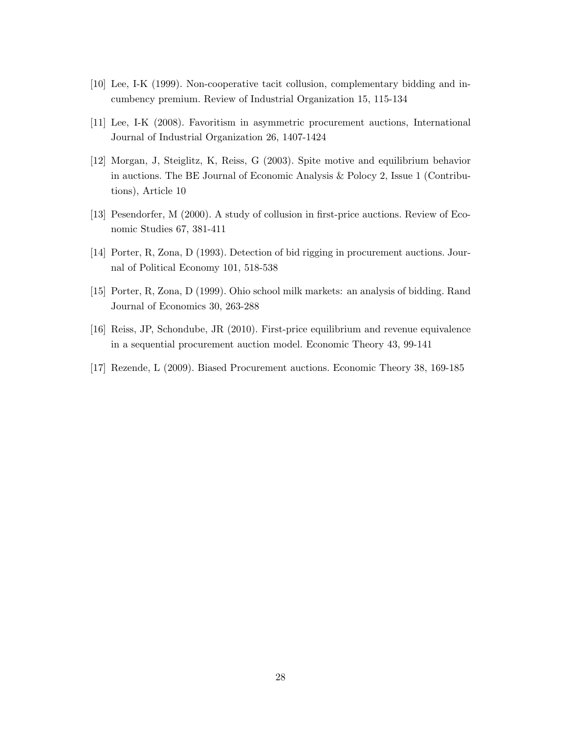[10] Lee, I-K (1999). Non-cooperative tacit collusion, complementary bidding and incumbency premium. Review of Industrial Organization 15, 115-134

[11] Lee, I-K (2008). Favoritism in asymmetric procurement auctions, International Journal of Industrial Organization 26, 1407-1424

[12] Morgan, J, Steiglitz, K, Reiss, G (2003). Spite motive and equilibrium behavior in auctions. The BE Journal of Economic Analysis & Polocy 2, Issue 1 (Contributions), Article 10

[13] Pesendorfer, M (2000). A study of collusion in first-price auctions. Review of Economic Studies 67, 381-411

[14] Porter, R, Zona, D (1993). Detection of bid rigging in procurement auctions. Journal of Political Economy 101, 518-538

[15] Porter, R, Zona, D (1999). Ohio school milk markets: an analysis of bidding. Rand Journal of Economics 30, 263-288

[16] Reiss, JP, Schondube, JR (2010). First-price equilibrium and revenue equivalence in a sequential procurement auction model. Economic Theory 43, 99-141

[17] Rezende, L (2009). Biased Procurement auctions. Economic Theory 38, 169-185